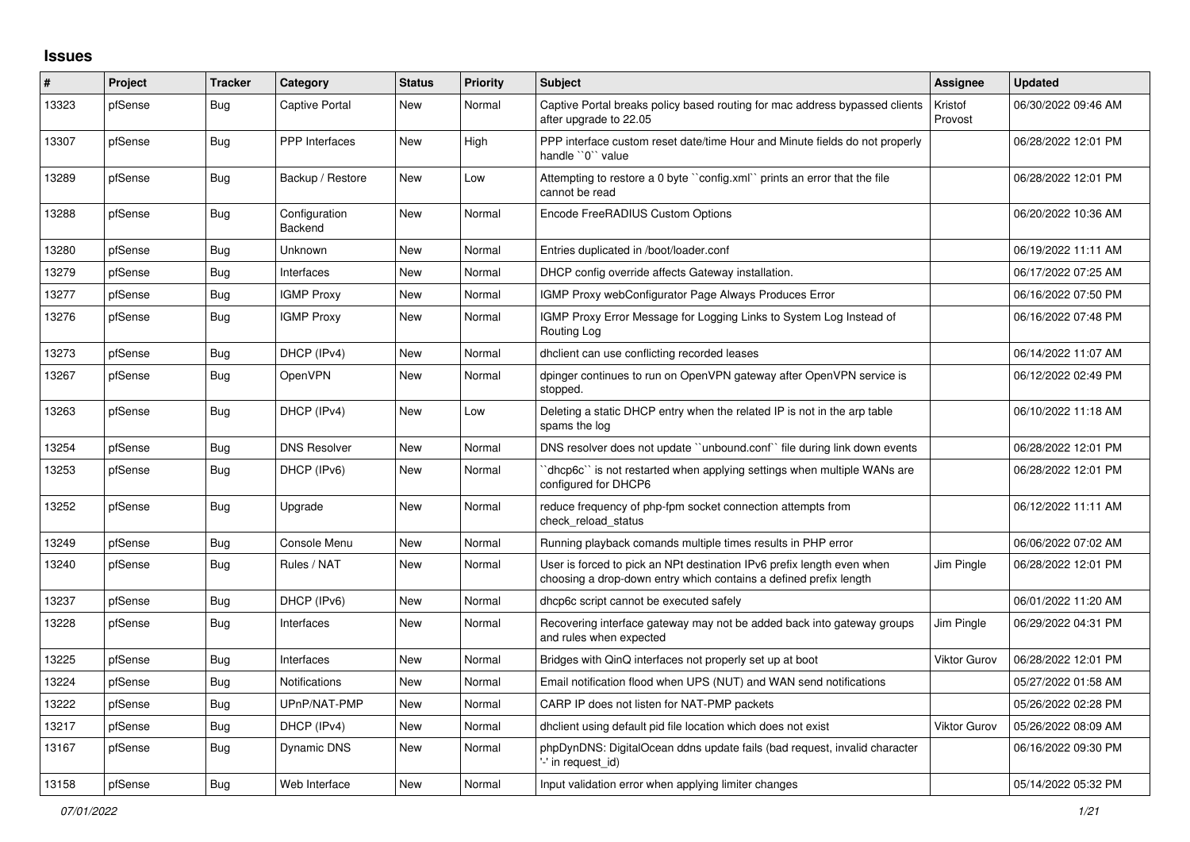## Issues

| # | Project | Tracker | Category | Status | Priority | Subject | Assignee | Updated |
|---|---|---|---|---|---|---|---|---|
| 13323 | pfSense | Bug | Captive Portal | New | Normal | Captive Portal breaks policy based routing for mac address bypassed clients after upgrade to 22.05 | Kristof Provost | 06/30/2022 09:46 AM |
| 13307 | pfSense | Bug | PPP Interfaces | New | High | PPP interface custom reset date/time Hour and Minute fields do not properly handle ``0`` value | | 06/28/2022 12:01 PM |
| 13289 | pfSense | Bug | Backup / Restore | New | Low | Attempting to restore a 0 byte ``config.xml`` prints an error that the file cannot be read | | 06/28/2022 12:01 PM |
| 13288 | pfSense | Bug | Configuration Backend | New | Normal | Encode FreeRADIUS Custom Options | | 06/20/2022 10:36 AM |
| 13280 | pfSense | Bug | Unknown | New | Normal | Entries duplicated in /boot/loader.conf | | 06/19/2022 11:11 AM |
| 13279 | pfSense | Bug | Interfaces | New | Normal | DHCP config override affects Gateway installation. | | 06/17/2022 07:25 AM |
| 13277 | pfSense | Bug | IGMP Proxy | New | Normal | IGMP Proxy webConfigurator Page Always Produces Error | | 06/16/2022 07:50 PM |
| 13276 | pfSense | Bug | IGMP Proxy | New | Normal | IGMP Proxy Error Message for Logging Links to System Log Instead of Routing Log | | 06/16/2022 07:48 PM |
| 13273 | pfSense | Bug | DHCP (IPv4) | New | Normal | dhclient can use conflicting recorded leases | | 06/14/2022 11:07 AM |
| 13267 | pfSense | Bug | OpenVPN | New | Normal | dpinger continues to run on OpenVPN gateway after OpenVPN service is stopped. | | 06/12/2022 02:49 PM |
| 13263 | pfSense | Bug | DHCP (IPv4) | New | Low | Deleting a static DHCP entry when the related IP is not in the arp table spams the log | | 06/10/2022 11:18 AM |
| 13254 | pfSense | Bug | DNS Resolver | New | Normal | DNS resolver does not update ``unbound.conf`` file during link down events | | 06/28/2022 12:01 PM |
| 13253 | pfSense | Bug | DHCP (IPv6) | New | Normal | ``dhcp6c`` is not restarted when applying settings when multiple WANs are configured for DHCP6 | | 06/28/2022 12:01 PM |
| 13252 | pfSense | Bug | Upgrade | New | Normal | reduce frequency of php-fpm socket connection attempts from check_reload_status | | 06/12/2022 11:11 AM |
| 13249 | pfSense | Bug | Console Menu | New | Normal | Running playback comands multiple times results in PHP error | | 06/06/2022 07:02 AM |
| 13240 | pfSense | Bug | Rules / NAT | New | Normal | User is forced to pick an NPt destination IPv6 prefix length even when choosing a drop-down entry which contains a defined prefix length | Jim Pingle | 06/28/2022 12:01 PM |
| 13237 | pfSense | Bug | DHCP (IPv6) | New | Normal | dhcp6c script cannot be executed safely | | 06/01/2022 11:20 AM |
| 13228 | pfSense | Bug | Interfaces | New | Normal | Recovering interface gateway may not be added back into gateway groups and rules when expected | Jim Pingle | 06/29/2022 04:31 PM |
| 13225 | pfSense | Bug | Interfaces | New | Normal | Bridges with QinQ interfaces not properly set up at boot | Viktor Gurov | 06/28/2022 12:01 PM |
| 13224 | pfSense | Bug | Notifications | New | Normal | Email notification flood when UPS (NUT) and WAN send notifications | | 05/27/2022 01:58 AM |
| 13222 | pfSense | Bug | UPnP/NAT-PMP | New | Normal | CARP IP does not listen for NAT-PMP packets | | 05/26/2022 02:28 PM |
| 13217 | pfSense | Bug | DHCP (IPv4) | New | Normal | dhclient using default pid file location which does not exist | Viktor Gurov | 05/26/2022 08:09 AM |
| 13167 | pfSense | Bug | Dynamic DNS | New | Normal | phpDynDNS: DigitalOcean ddns update fails (bad request, invalid character '-' in request_id) | | 06/16/2022 09:30 PM |
| 13158 | pfSense | Bug | Web Interface | New | Normal | Input validation error when applying limiter changes | | 05/14/2022 05:32 PM |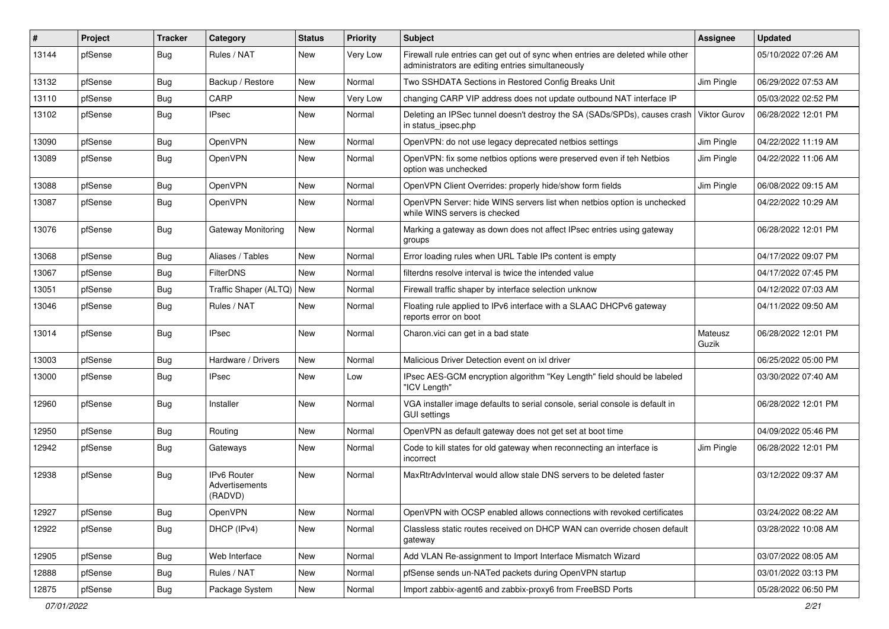| # | Project | Tracker | Category | Status | Priority | Subject | Assignee | Updated |
|---|---|---|---|---|---|---|---|---|
| 13144 | pfSense | Bug | Rules / NAT | New | Very Low | Firewall rule entries can get out of sync when entries are deleted while other administrators are editing entries simultaneously | | 05/10/2022 07:26 AM |
| 13132 | pfSense | Bug | Backup / Restore | New | Normal | Two SSHDATA Sections in Restored Config Breaks Unit | Jim Pingle | 06/29/2022 07:53 AM |
| 13110 | pfSense | Bug | CARP | New | Very Low | changing CARP VIP address does not update outbound NAT interface IP | | 05/03/2022 02:52 PM |
| 13102 | pfSense | Bug | IPsec | New | Normal | Deleting an IPSec tunnel doesn't destroy the SA (SADs/SPDs), causes crash in status_ipsec.php | Viktor Gurov | 06/28/2022 12:01 PM |
| 13090 | pfSense | Bug | OpenVPN | New | Normal | OpenVPN: do not use legacy deprecated netbios settings | Jim Pingle | 04/22/2022 11:19 AM |
| 13089 | pfSense | Bug | OpenVPN | New | Normal | OpenVPN: fix some netbios options were preserved even if teh Netbios option was unchecked | Jim Pingle | 04/22/2022 11:06 AM |
| 13088 | pfSense | Bug | OpenVPN | New | Normal | OpenVPN Client Overrides: properly hide/show form fields | Jim Pingle | 06/08/2022 09:15 AM |
| 13087 | pfSense | Bug | OpenVPN | New | Normal | OpenVPN Server: hide WINS servers list when netbios option is unchecked while WINS servers is checked | | 04/22/2022 10:29 AM |
| 13076 | pfSense | Bug | Gateway Monitoring | New | Normal | Marking a gateway as down does not affect IPsec entries using gateway groups | | 06/28/2022 12:01 PM |
| 13068 | pfSense | Bug | Aliases / Tables | New | Normal | Error loading rules when URL Table IPs content is empty | | 04/17/2022 09:07 PM |
| 13067 | pfSense | Bug | FilterDNS | New | Normal | filterdns resolve interval is twice the intended value | | 04/17/2022 07:45 PM |
| 13051 | pfSense | Bug | Traffic Shaper (ALTQ) | New | Normal | Firewall traffic shaper by interface selection unknow | | 04/12/2022 07:03 AM |
| 13046 | pfSense | Bug | Rules / NAT | New | Normal | Floating rule applied to IPv6 interface with a SLAAC DHCPv6 gateway reports error on boot | | 04/11/2022 09:50 AM |
| 13014 | pfSense | Bug | IPsec | New | Normal | Charon.vici can get in a bad state | Mateusz Guzik | 06/28/2022 12:01 PM |
| 13003 | pfSense | Bug | Hardware / Drivers | New | Normal | Malicious Driver Detection event on ixl driver | | 06/25/2022 05:00 PM |
| 13000 | pfSense | Bug | IPsec | New | Low | IPsec AES-GCM encryption algorithm "Key Length" field should be labeled "ICV Length" | | 03/30/2022 07:40 AM |
| 12960 | pfSense | Bug | Installer | New | Normal | VGA installer image defaults to serial console, serial console is default in GUI settings | | 06/28/2022 12:01 PM |
| 12950 | pfSense | Bug | Routing | New | Normal | OpenVPN as default gateway does not get set at boot time | | 04/09/2022 05:46 PM |
| 12942 | pfSense | Bug | Gateways | New | Normal | Code to kill states for old gateway when reconnecting an interface is incorrect | Jim Pingle | 06/28/2022 12:01 PM |
| 12938 | pfSense | Bug | IPv6 Router Advertisements (RADVD) | New | Normal | MaxRtrAdvInterval would allow stale DNS servers to be deleted faster | | 03/12/2022 09:37 AM |
| 12927 | pfSense | Bug | OpenVPN | New | Normal | OpenVPN with OCSP enabled allows connections with revoked certificates | | 03/24/2022 08:22 AM |
| 12922 | pfSense | Bug | DHCP (IPv4) | New | Normal | Classless static routes received on DHCP WAN can override chosen default gateway | | 03/28/2022 10:08 AM |
| 12905 | pfSense | Bug | Web Interface | New | Normal | Add VLAN Re-assignment to Import Interface Mismatch Wizard | | 03/07/2022 08:05 AM |
| 12888 | pfSense | Bug | Rules / NAT | New | Normal | pfSense sends un-NATed packets during OpenVPN startup | | 03/01/2022 03:13 PM |
| 12875 | pfSense | Bug | Package System | New | Normal | Import zabbix-agent6 and zabbix-proxy6 from FreeBSD Ports | | 05/28/2022 06:50 PM |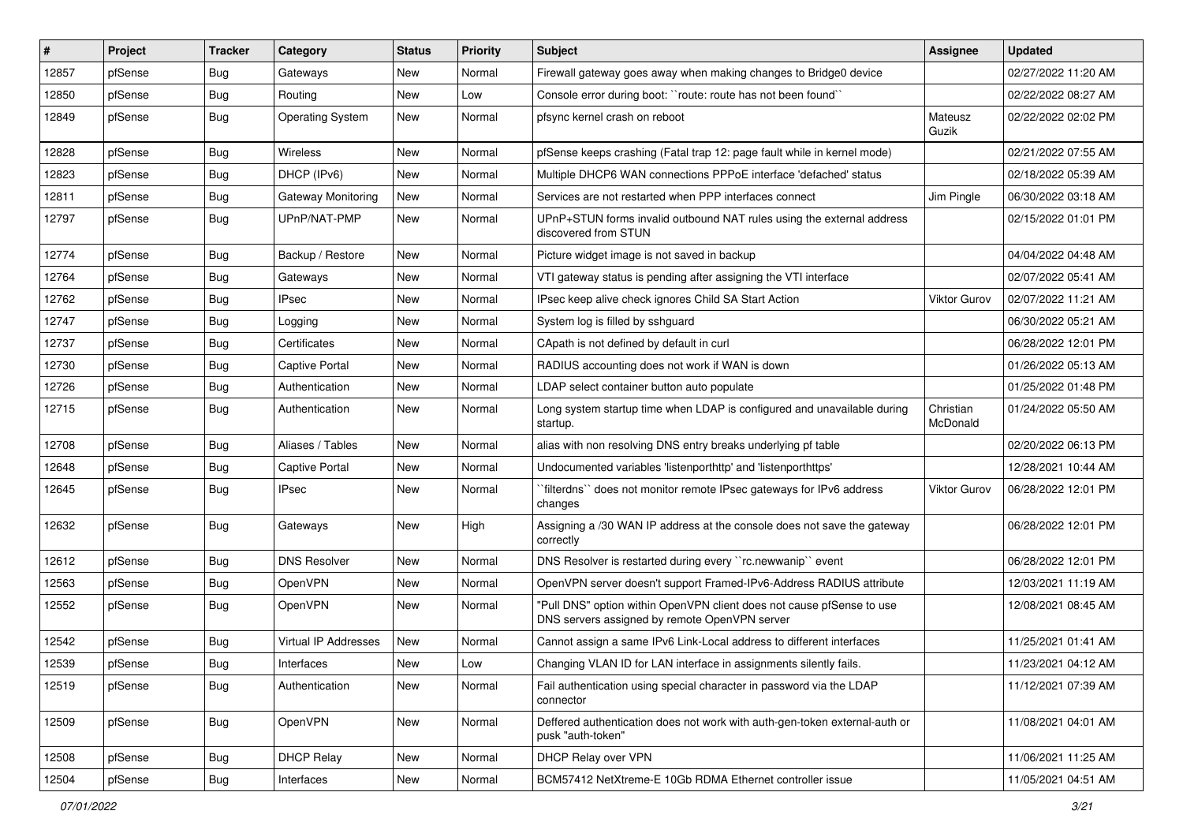| # | Project | Tracker | Category | Status | Priority | Subject | Assignee | Updated |
|---|---|---|---|---|---|---|---|---|
| 12857 | pfSense | Bug | Gateways | New | Normal | Firewall gateway goes away when making changes to Bridge0 device | | 02/27/2022 11:20 AM |
| 12850 | pfSense | Bug | Routing | New | Low | Console error during boot: ``route: route has not been found`` | | 02/22/2022 08:27 AM |
| 12849 | pfSense | Bug | Operating System | New | Normal | pfsync kernel crash on reboot | Mateusz Guzik | 02/22/2022 02:02 PM |
| 12828 | pfSense | Bug | Wireless | New | Normal | pfSense keeps crashing (Fatal trap 12: page fault while in kernel mode) | | 02/21/2022 07:55 AM |
| 12823 | pfSense | Bug | DHCP (IPv6) | New | Normal | Multiple DHCP6 WAN connections PPPoE interface 'defached' status | | 02/18/2022 05:39 AM |
| 12811 | pfSense | Bug | Gateway Monitoring | New | Normal | Services are not restarted when PPP interfaces connect | Jim Pingle | 06/30/2022 03:18 AM |
| 12797 | pfSense | Bug | UPnP/NAT-PMP | New | Normal | UPnP+STUN forms invalid outbound NAT rules using the external address discovered from STUN | | 02/15/2022 01:01 PM |
| 12774 | pfSense | Bug | Backup / Restore | New | Normal | Picture widget image is not saved in backup | | 04/04/2022 04:48 AM |
| 12764 | pfSense | Bug | Gateways | New | Normal | VTI gateway status is pending after assigning the VTI interface | | 02/07/2022 05:41 AM |
| 12762 | pfSense | Bug | IPsec | New | Normal | IPsec keep alive check ignores Child SA Start Action | Viktor Gurov | 02/07/2022 11:21 AM |
| 12747 | pfSense | Bug | Logging | New | Normal | System log is filled by sshguard | | 06/30/2022 05:21 AM |
| 12737 | pfSense | Bug | Certificates | New | Normal | CApath is not defined by default in curl | | 06/28/2022 12:01 PM |
| 12730 | pfSense | Bug | Captive Portal | New | Normal | RADIUS accounting does not work if WAN is down | | 01/26/2022 05:13 AM |
| 12726 | pfSense | Bug | Authentication | New | Normal | LDAP select container button auto populate | | 01/25/2022 01:48 PM |
| 12715 | pfSense | Bug | Authentication | New | Normal | Long system startup time when LDAP is configured and unavailable during startup. | Christian McDonald | 01/24/2022 05:50 AM |
| 12708 | pfSense | Bug | Aliases / Tables | New | Normal | alias with non resolving DNS entry breaks underlying pf table | | 02/20/2022 06:13 PM |
| 12648 | pfSense | Bug | Captive Portal | New | Normal | Undocumented variables 'listenporthttp' and 'listenporthttps' | | 12/28/2021 10:44 AM |
| 12645 | pfSense | Bug | IPsec | New | Normal | ``filterdns`` does not monitor remote IPsec gateways for IPv6 address changes | Viktor Gurov | 06/28/2022 12:01 PM |
| 12632 | pfSense | Bug | Gateways | New | High | Assigning a /30 WAN IP address at the console does not save the gateway correctly | | 06/28/2022 12:01 PM |
| 12612 | pfSense | Bug | DNS Resolver | New | Normal | DNS Resolver is restarted during every ``rc.newwanip`` event | | 06/28/2022 12:01 PM |
| 12563 | pfSense | Bug | OpenVPN | New | Normal | OpenVPN server doesn't support Framed-IPv6-Address RADIUS attribute | | 12/03/2021 11:19 AM |
| 12552 | pfSense | Bug | OpenVPN | New | Normal | "Pull DNS" option within OpenVPN client does not cause pfSense to use DNS servers assigned by remote OpenVPN server | | 12/08/2021 08:45 AM |
| 12542 | pfSense | Bug | Virtual IP Addresses | New | Normal | Cannot assign a same IPv6 Link-Local address to different interfaces | | 11/25/2021 01:41 AM |
| 12539 | pfSense | Bug | Interfaces | New | Low | Changing VLAN ID for LAN interface in assignments silently fails. | | 11/23/2021 04:12 AM |
| 12519 | pfSense | Bug | Authentication | New | Normal | Fail authentication using special character in password via the LDAP connector | | 11/12/2021 07:39 AM |
| 12509 | pfSense | Bug | OpenVPN | New | Normal | Deffered authentication does not work with auth-gen-token external-auth or pusk "auth-token" | | 11/08/2021 04:01 AM |
| 12508 | pfSense | Bug | DHCP Relay | New | Normal | DHCP Relay over VPN | | 11/06/2021 11:25 AM |
| 12504 | pfSense | Bug | Interfaces | New | Normal | BCM57412 NetXtreme-E 10Gb RDMA Ethernet controller issue | | 11/05/2021 04:51 AM |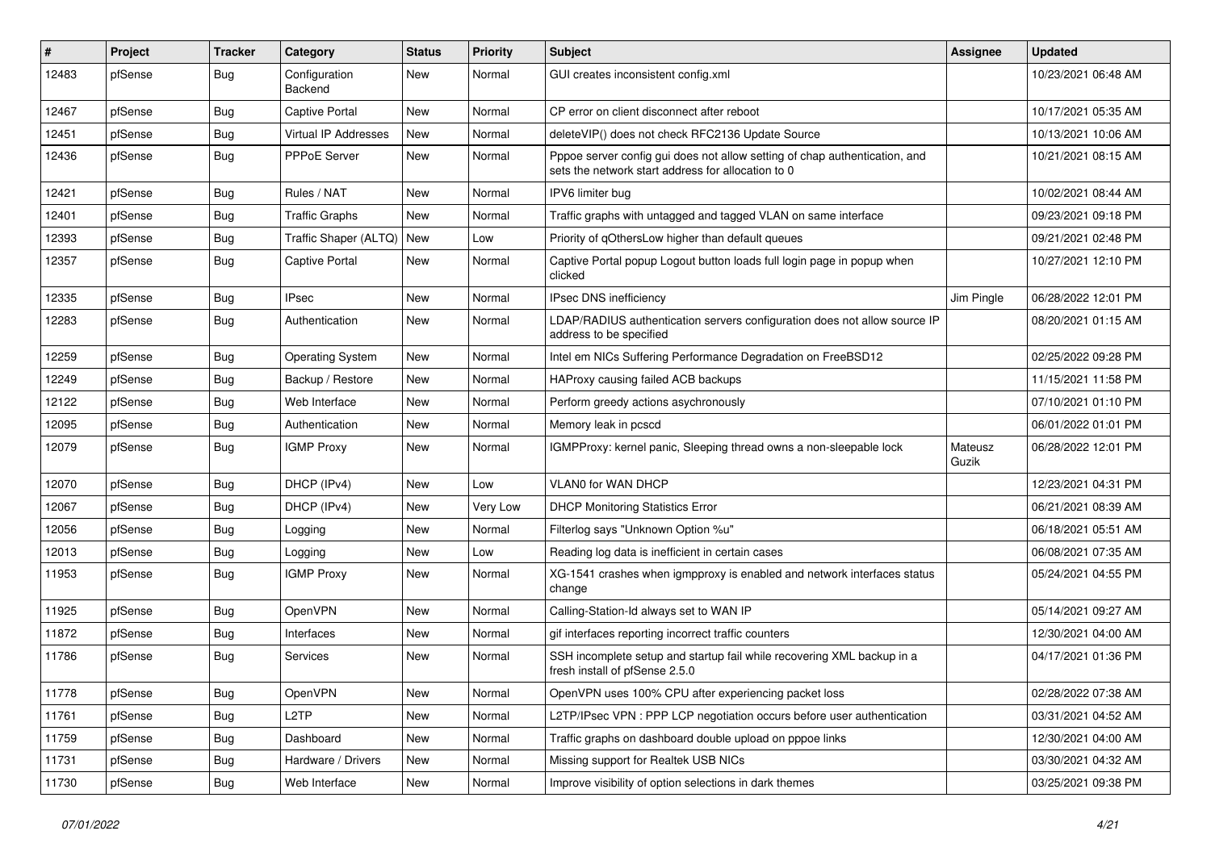| # | Project | Tracker | Category | Status | Priority | Subject | Assignee | Updated |
|---|---|---|---|---|---|---|---|---|
| 12483 | pfSense | Bug | Configuration Backend | New | Normal | GUI creates inconsistent config.xml | | 10/23/2021 06:48 AM |
| 12467 | pfSense | Bug | Captive Portal | New | Normal | CP error on client disconnect after reboot | | 10/17/2021 05:35 AM |
| 12451 | pfSense | Bug | Virtual IP Addresses | New | Normal | deleteVIP() does not check RFC2136 Update Source | | 10/13/2021 10:06 AM |
| 12436 | pfSense | Bug | PPPoE Server | New | Normal | Pppoe server config gui does not allow setting of chap authentication, and sets the network start address for allocation to 0 | | 10/21/2021 08:15 AM |
| 12421 | pfSense | Bug | Rules / NAT | New | Normal | IPV6 limiter bug | | 10/02/2021 08:44 AM |
| 12401 | pfSense | Bug | Traffic Graphs | New | Normal | Traffic graphs with untagged and tagged VLAN on same interface | | 09/23/2021 09:18 PM |
| 12393 | pfSense | Bug | Traffic Shaper (ALTQ) | New | Low | Priority of qOthersLow higher than default queues | | 09/21/2021 02:48 PM |
| 12357 | pfSense | Bug | Captive Portal | New | Normal | Captive Portal popup Logout button loads full login page in popup when clicked | | 10/27/2021 12:10 PM |
| 12335 | pfSense | Bug | IPsec | New | Normal | IPsec DNS inefficiency | Jim Pingle | 06/28/2022 12:01 PM |
| 12283 | pfSense | Bug | Authentication | New | Normal | LDAP/RADIUS authentication servers configuration does not allow source IP address to be specified | | 08/20/2021 01:15 AM |
| 12259 | pfSense | Bug | Operating System | New | Normal | Intel em NICs Suffering Performance Degradation on FreeBSD12 | | 02/25/2022 09:28 PM |
| 12249 | pfSense | Bug | Backup / Restore | New | Normal | HAProxy causing failed ACB backups | | 11/15/2021 11:58 PM |
| 12122 | pfSense | Bug | Web Interface | New | Normal | Perform greedy actions asychronously | | 07/10/2021 01:10 PM |
| 12095 | pfSense | Bug | Authentication | New | Normal | Memory leak in pcscd | | 06/01/2022 01:01 PM |
| 12079 | pfSense | Bug | IGMP Proxy | New | Normal | IGMPProxy: kernel panic, Sleeping thread owns a non-sleepable lock | Mateusz Guzik | 06/28/2022 12:01 PM |
| 12070 | pfSense | Bug | DHCP (IPv4) | New | Low | VLAN0 for WAN DHCP | | 12/23/2021 04:31 PM |
| 12067 | pfSense | Bug | DHCP (IPv4) | New | Very Low | DHCP Monitoring Statistics Error | | 06/21/2021 08:39 AM |
| 12056 | pfSense | Bug | Logging | New | Normal | Filterlog says "Unknown Option %u" | | 06/18/2021 05:51 AM |
| 12013 | pfSense | Bug | Logging | New | Low | Reading log data is inefficient in certain cases | | 06/08/2021 07:35 AM |
| 11953 | pfSense | Bug | IGMP Proxy | New | Normal | XG-1541 crashes when igmpproxy is enabled and network interfaces status change | | 05/24/2021 04:55 PM |
| 11925 | pfSense | Bug | OpenVPN | New | Normal | Calling-Station-Id always set to WAN IP | | 05/14/2021 09:27 AM |
| 11872 | pfSense | Bug | Interfaces | New | Normal | gif interfaces reporting incorrect traffic counters | | 12/30/2021 04:00 AM |
| 11786 | pfSense | Bug | Services | New | Normal | SSH incomplete setup and startup fail while recovering XML backup in a fresh install of pfSense 2.5.0 | | 04/17/2021 01:36 PM |
| 11778 | pfSense | Bug | OpenVPN | New | Normal | OpenVPN uses 100% CPU after experiencing packet loss | | 02/28/2022 07:38 AM |
| 11761 | pfSense | Bug | L2TP | New | Normal | L2TP/IPsec VPN : PPP LCP negotiation occurs before user authentication | | 03/31/2021 04:52 AM |
| 11759 | pfSense | Bug | Dashboard | New | Normal | Traffic graphs on dashboard double upload on pppoe links | | 12/30/2021 04:00 AM |
| 11731 | pfSense | Bug | Hardware / Drivers | New | Normal | Missing support for Realtek USB NICs | | 03/30/2021 04:32 AM |
| 11730 | pfSense | Bug | Web Interface | New | Normal | Improve visibility of option selections in dark themes | | 03/25/2021 09:38 PM |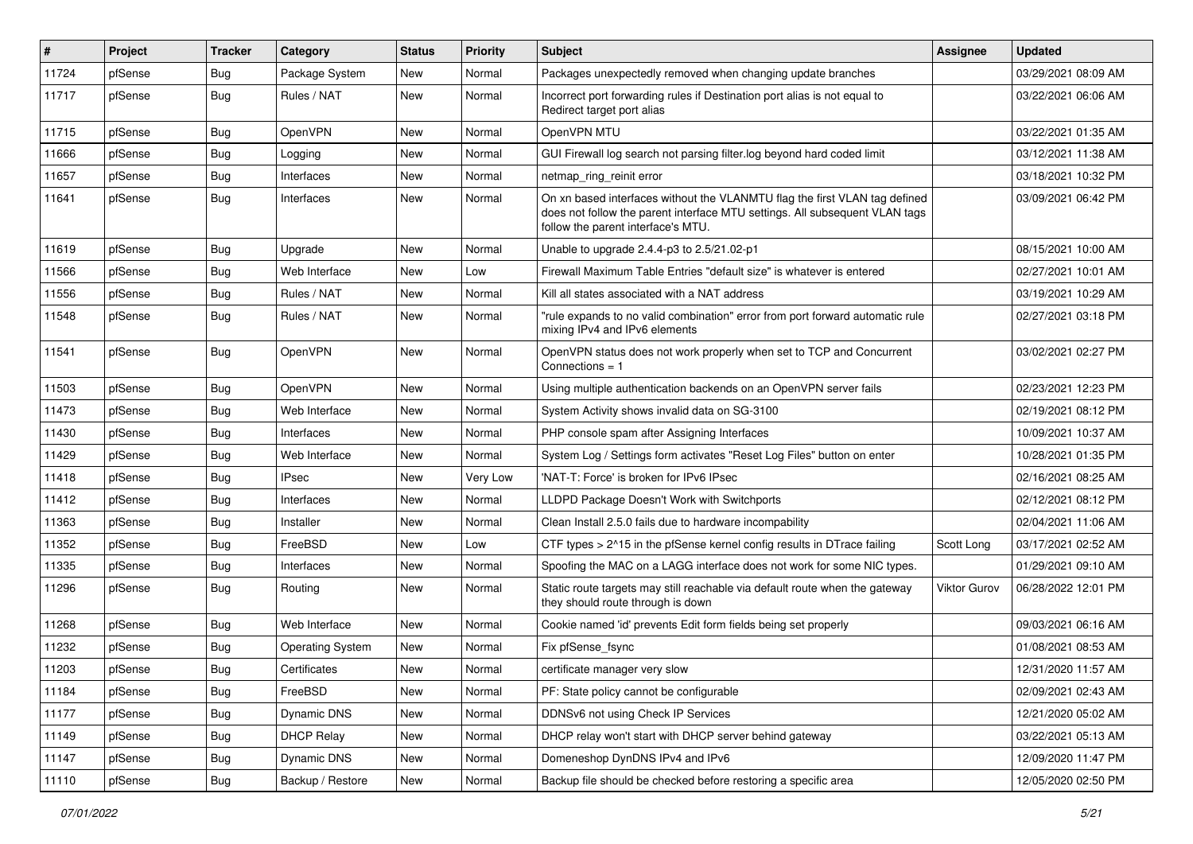| # | Project | Tracker | Category | Status | Priority | Subject | Assignee | Updated |
|---|---|---|---|---|---|---|---|---|
| 11724 | pfSense | Bug | Package System | New | Normal | Packages unexpectedly removed when changing update branches | | 03/29/2021 08:09 AM |
| 11717 | pfSense | Bug | Rules / NAT | New | Normal | Incorrect port forwarding rules if Destination port alias is not equal to Redirect target port alias | | 03/22/2021 06:06 AM |
| 11715 | pfSense | Bug | OpenVPN | New | Normal | OpenVPN MTU | | 03/22/2021 01:35 AM |
| 11666 | pfSense | Bug | Logging | New | Normal | GUI Firewall log search not parsing filter.log beyond hard coded limit | | 03/12/2021 11:38 AM |
| 11657 | pfSense | Bug | Interfaces | New | Normal | netmap_ring_reinit error | | 03/18/2021 10:32 PM |
| 11641 | pfSense | Bug | Interfaces | New | Normal | On xn based interfaces without the VLANMTU flag the first VLAN tag defined does not follow the parent interface MTU settings. All subsequent VLAN tags follow the parent interface's MTU. | | 03/09/2021 06:42 PM |
| 11619 | pfSense | Bug | Upgrade | New | Normal | Unable to upgrade 2.4.4-p3 to 2.5/21.02-p1 | | 08/15/2021 10:00 AM |
| 11566 | pfSense | Bug | Web Interface | New | Low | Firewall Maximum Table Entries "default size" is whatever is entered | | 02/27/2021 10:01 AM |
| 11556 | pfSense | Bug | Rules / NAT | New | Normal | Kill all states associated with a NAT address | | 03/19/2021 10:29 AM |
| 11548 | pfSense | Bug | Rules / NAT | New | Normal | "rule expands to no valid combination" error from port forward automatic rule mixing IPv4 and IPv6 elements | | 02/27/2021 03:18 PM |
| 11541 | pfSense | Bug | OpenVPN | New | Normal | OpenVPN status does not work properly when set to TCP and Concurrent Connections = 1 | | 03/02/2021 02:27 PM |
| 11503 | pfSense | Bug | OpenVPN | New | Normal | Using multiple authentication backends on an OpenVPN server fails | | 02/23/2021 12:23 PM |
| 11473 | pfSense | Bug | Web Interface | New | Normal | System Activity shows invalid data on SG-3100 | | 02/19/2021 08:12 PM |
| 11430 | pfSense | Bug | Interfaces | New | Normal | PHP console spam after Assigning Interfaces | | 10/09/2021 10:37 AM |
| 11429 | pfSense | Bug | Web Interface | New | Normal | System Log / Settings form activates "Reset Log Files" button on enter | | 10/28/2021 01:35 PM |
| 11418 | pfSense | Bug | IPsec | New | Very Low | 'NAT-T: Force' is broken for IPv6 IPsec | | 02/16/2021 08:25 AM |
| 11412 | pfSense | Bug | Interfaces | New | Normal | LLDPD Package Doesn't Work with Switchports | | 02/12/2021 08:12 PM |
| 11363 | pfSense | Bug | Installer | New | Normal | Clean Install 2.5.0 fails due to hardware incompability | | 02/04/2021 11:06 AM |
| 11352 | pfSense | Bug | FreeBSD | New | Low | CTF types > 2^15 in the pfSense kernel config results in DTrace failing | Scott Long | 03/17/2021 02:52 AM |
| 11335 | pfSense | Bug | Interfaces | New | Normal | Spoofing the MAC on a LAGG interface does not work for some NIC types. | | 01/29/2021 09:10 AM |
| 11296 | pfSense | Bug | Routing | New | Normal | Static route targets may still reachable via default route when the gateway they should route through is down | Viktor Gurov | 06/28/2022 12:01 PM |
| 11268 | pfSense | Bug | Web Interface | New | Normal | Cookie named 'id' prevents Edit form fields being set properly | | 09/03/2021 06:16 AM |
| 11232 | pfSense | Bug | Operating System | New | Normal | Fix pfSense_fsync | | 01/08/2021 08:53 AM |
| 11203 | pfSense | Bug | Certificates | New | Normal | certificate manager very slow | | 12/31/2020 11:57 AM |
| 11184 | pfSense | Bug | FreeBSD | New | Normal | PF: State policy cannot be configurable | | 02/09/2021 02:43 AM |
| 11177 | pfSense | Bug | Dynamic DNS | New | Normal | DDNSv6 not using Check IP Services | | 12/21/2020 05:02 AM |
| 11149 | pfSense | Bug | DHCP Relay | New | Normal | DHCP relay won't start with DHCP server behind gateway | | 03/22/2021 05:13 AM |
| 11147 | pfSense | Bug | Dynamic DNS | New | Normal | Domeneshop DynDNS IPv4 and IPv6 | | 12/09/2020 11:47 PM |
| 11110 | pfSense | Bug | Backup / Restore | New | Normal | Backup file should be checked before restoring a specific area | | 12/05/2020 02:50 PM |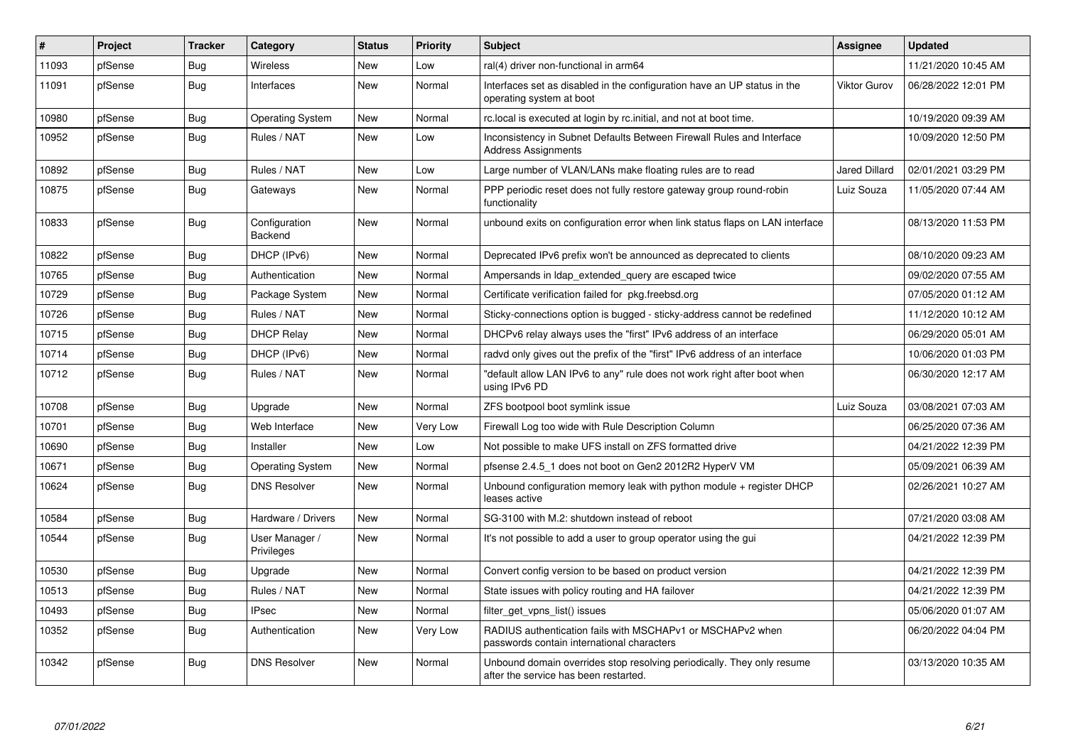| # | Project | Tracker | Category | Status | Priority | Subject | Assignee | Updated |
|---|---|---|---|---|---|---|---|---|
| 11093 | pfSense | Bug | Wireless | New | Low | ral(4) driver non-functional in arm64 | | 11/21/2020 10:45 AM |
| 11091 | pfSense | Bug | Interfaces | New | Normal | Interfaces set as disabled in the configuration have an UP status in the operating system at boot | Viktor Gurov | 06/28/2022 12:01 PM |
| 10980 | pfSense | Bug | Operating System | New | Normal | rc.local is executed at login by rc.initial, and not at boot time. | | 10/19/2020 09:39 AM |
| 10952 | pfSense | Bug | Rules / NAT | New | Low | Inconsistency in Subnet Defaults Between Firewall Rules and Interface Address Assignments | | 10/09/2020 12:50 PM |
| 10892 | pfSense | Bug | Rules / NAT | New | Low | Large number of VLAN/LANs make floating rules are to read | Jared Dillard | 02/01/2021 03:29 PM |
| 10875 | pfSense | Bug | Gateways | New | Normal | PPP periodic reset does not fully restore gateway group round-robin functionality | Luiz Souza | 11/05/2020 07:44 AM |
| 10833 | pfSense | Bug | Configuration Backend | New | Normal | unbound exits on configuration error when link status flaps on LAN interface | | 08/13/2020 11:53 PM |
| 10822 | pfSense | Bug | DHCP (IPv6) | New | Normal | Deprecated IPv6 prefix won't be announced as deprecated to clients | | 08/10/2020 09:23 AM |
| 10765 | pfSense | Bug | Authentication | New | Normal | Ampersands in ldap_extended_query are escaped twice | | 09/02/2020 07:55 AM |
| 10729 | pfSense | Bug | Package System | New | Normal | Certificate verification failed for pkg.freebsd.org | | 07/05/2020 01:12 AM |
| 10726 | pfSense | Bug | Rules / NAT | New | Normal | Sticky-connections option is bugged - sticky-address cannot be redefined | | 11/12/2020 10:12 AM |
| 10715 | pfSense | Bug | DHCP Relay | New | Normal | DHCPv6 relay always uses the "first" IPv6 address of an interface | | 06/29/2020 05:01 AM |
| 10714 | pfSense | Bug | DHCP (IPv6) | New | Normal | radvd only gives out the prefix of the "first" IPv6 address of an interface | | 10/06/2020 01:03 PM |
| 10712 | pfSense | Bug | Rules / NAT | New | Normal | "default allow LAN IPv6 to any" rule does not work right after boot when using IPv6 PD | | 06/30/2020 12:17 AM |
| 10708 | pfSense | Bug | Upgrade | New | Normal | ZFS bootpool boot symlink issue | Luiz Souza | 03/08/2021 07:03 AM |
| 10701 | pfSense | Bug | Web Interface | New | Very Low | Firewall Log too wide with Rule Description Column | | 06/25/2020 07:36 AM |
| 10690 | pfSense | Bug | Installer | New | Low | Not possible to make UFS install on ZFS formatted drive | | 04/21/2022 12:39 PM |
| 10671 | pfSense | Bug | Operating System | New | Normal | pfsense 2.4.5_1 does not boot on Gen2 2012R2 HyperV VM | | 05/09/2021 06:39 AM |
| 10624 | pfSense | Bug | DNS Resolver | New | Normal | Unbound configuration memory leak with python module + register DHCP leases active | | 02/26/2021 10:27 AM |
| 10584 | pfSense | Bug | Hardware / Drivers | New | Normal | SG-3100 with M.2: shutdown instead of reboot | | 07/21/2020 03:08 AM |
| 10544 | pfSense | Bug | User Manager / Privileges | New | Normal | It's not possible to add a user to group operator using the gui | | 04/21/2022 12:39 PM |
| 10530 | pfSense | Bug | Upgrade | New | Normal | Convert config version to be based on product version | | 04/21/2022 12:39 PM |
| 10513 | pfSense | Bug | Rules / NAT | New | Normal | State issues with policy routing and HA failover | | 04/21/2022 12:39 PM |
| 10493 | pfSense | Bug | IPsec | New | Normal | filter_get_vpns_list() issues | | 05/06/2020 01:07 AM |
| 10352 | pfSense | Bug | Authentication | New | Very Low | RADIUS authentication fails with MSCHAPv1 or MSCHAPv2 when passwords contain international characters | | 06/20/2022 04:04 PM |
| 10342 | pfSense | Bug | DNS Resolver | New | Normal | Unbound domain overrides stop resolving periodically. They only resume after the service has been restarted. | | 03/13/2020 10:35 AM |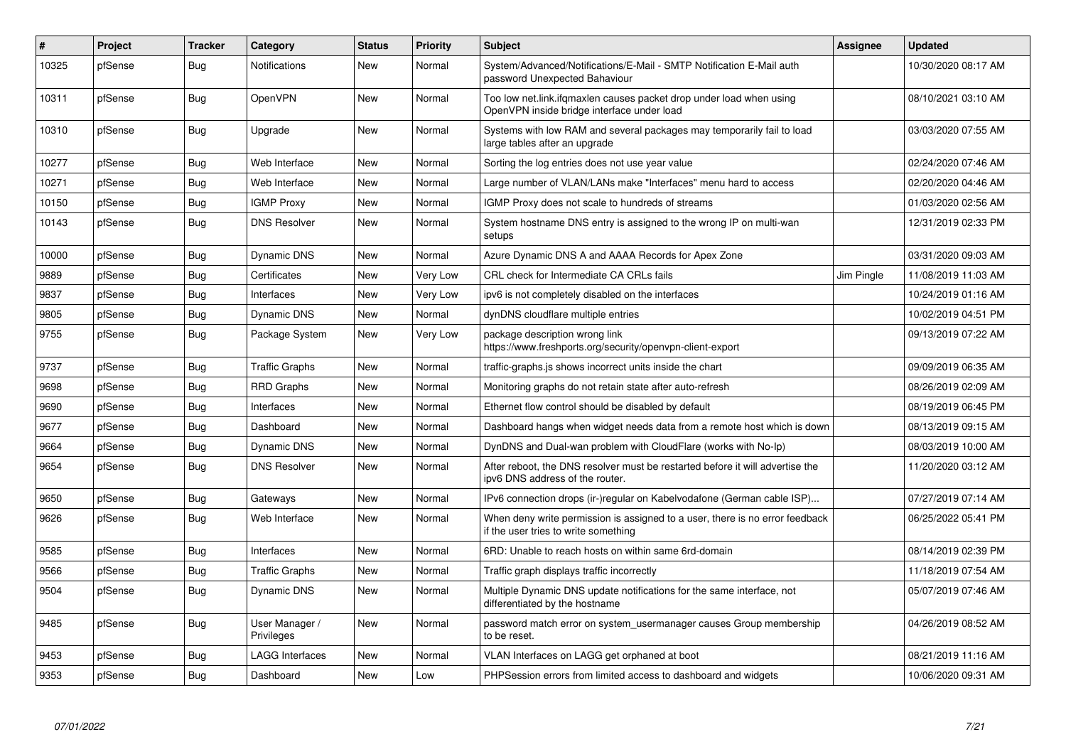| # | Project | Tracker | Category | Status | Priority | Subject | Assignee | Updated |
|---|---|---|---|---|---|---|---|---|
| 10325 | pfSense | Bug | Notifications | New | Normal | System/Advanced/Notifications/E-Mail - SMTP Notification E-Mail auth password Unexpected Bahaviour | | 10/30/2020 08:17 AM |
| 10311 | pfSense | Bug | OpenVPN | New | Normal | Too low net.link.ifqmaxlen causes packet drop under load when using OpenVPN inside bridge interface under load | | 08/10/2021 03:10 AM |
| 10310 | pfSense | Bug | Upgrade | New | Normal | Systems with low RAM and several packages may temporarily fail to load large tables after an upgrade | | 03/03/2020 07:55 AM |
| 10277 | pfSense | Bug | Web Interface | New | Normal | Sorting the log entries does not use year value | | 02/24/2020 07:46 AM |
| 10271 | pfSense | Bug | Web Interface | New | Normal | Large number of VLAN/LANs make "Interfaces" menu hard to access | | 02/20/2020 04:46 AM |
| 10150 | pfSense | Bug | IGMP Proxy | New | Normal | IGMP Proxy does not scale to hundreds of streams | | 01/03/2020 02:56 AM |
| 10143 | pfSense | Bug | DNS Resolver | New | Normal | System hostname DNS entry is assigned to the wrong IP on multi-wan setups | | 12/31/2019 02:33 PM |
| 10000 | pfSense | Bug | Dynamic DNS | New | Normal | Azure Dynamic DNS A and AAAA Records for Apex Zone | | 03/31/2020 09:03 AM |
| 9889 | pfSense | Bug | Certificates | New | Very Low | CRL check for Intermediate CA CRLs fails | Jim Pingle | 11/08/2019 11:03 AM |
| 9837 | pfSense | Bug | Interfaces | New | Very Low | ipv6 is not completely disabled on the interfaces | | 10/24/2019 01:16 AM |
| 9805 | pfSense | Bug | Dynamic DNS | New | Normal | dynDNS cloudflare multiple entries | | 10/02/2019 04:51 PM |
| 9755 | pfSense | Bug | Package System | New | Very Low | package description wrong link https://www.freshports.org/security/openvpn-client-export | | 09/13/2019 07:22 AM |
| 9737 | pfSense | Bug | Traffic Graphs | New | Normal | traffic-graphs.js shows incorrect units inside the chart | | 09/09/2019 06:35 AM |
| 9698 | pfSense | Bug | RRD Graphs | New | Normal | Monitoring graphs do not retain state after auto-refresh | | 08/26/2019 02:09 AM |
| 9690 | pfSense | Bug | Interfaces | New | Normal | Ethernet flow control should be disabled by default | | 08/19/2019 06:45 PM |
| 9677 | pfSense | Bug | Dashboard | New | Normal | Dashboard hangs when widget needs data from a remote host which is down | | 08/13/2019 09:15 AM |
| 9664 | pfSense | Bug | Dynamic DNS | New | Normal | DynDNS and Dual-wan problem with CloudFlare (works with No-Ip) | | 08/03/2019 10:00 AM |
| 9654 | pfSense | Bug | DNS Resolver | New | Normal | After reboot, the DNS resolver must be restarted before it will advertise the ipv6 DNS address of the router. | | 11/20/2020 03:12 AM |
| 9650 | pfSense | Bug | Gateways | New | Normal | IPv6 connection drops (ir-)regular on Kabelvodafone (German cable ISP)... | | 07/27/2019 07:14 AM |
| 9626 | pfSense | Bug | Web Interface | New | Normal | When deny write permission is assigned to a user, there is no error feedback if the user tries to write something | | 06/25/2022 05:41 PM |
| 9585 | pfSense | Bug | Interfaces | New | Normal | 6RD: Unable to reach hosts on within same 6rd-domain | | 08/14/2019 02:39 PM |
| 9566 | pfSense | Bug | Traffic Graphs | New | Normal | Traffic graph displays traffic incorrectly | | 11/18/2019 07:54 AM |
| 9504 | pfSense | Bug | Dynamic DNS | New | Normal | Multiple Dynamic DNS update notifications for the same interface, not differentiated by the hostname | | 05/07/2019 07:46 AM |
| 9485 | pfSense | Bug | User Manager / Privileges | New | Normal | password match error on system_usermanager causes Group membership to be reset. | | 04/26/2019 08:52 AM |
| 9453 | pfSense | Bug | LAGG Interfaces | New | Normal | VLAN Interfaces on LAGG get orphaned at boot | | 08/21/2019 11:16 AM |
| 9353 | pfSense | Bug | Dashboard | New | Low | PHPSession errors from limited access to dashboard and widgets | | 10/06/2020 09:31 AM |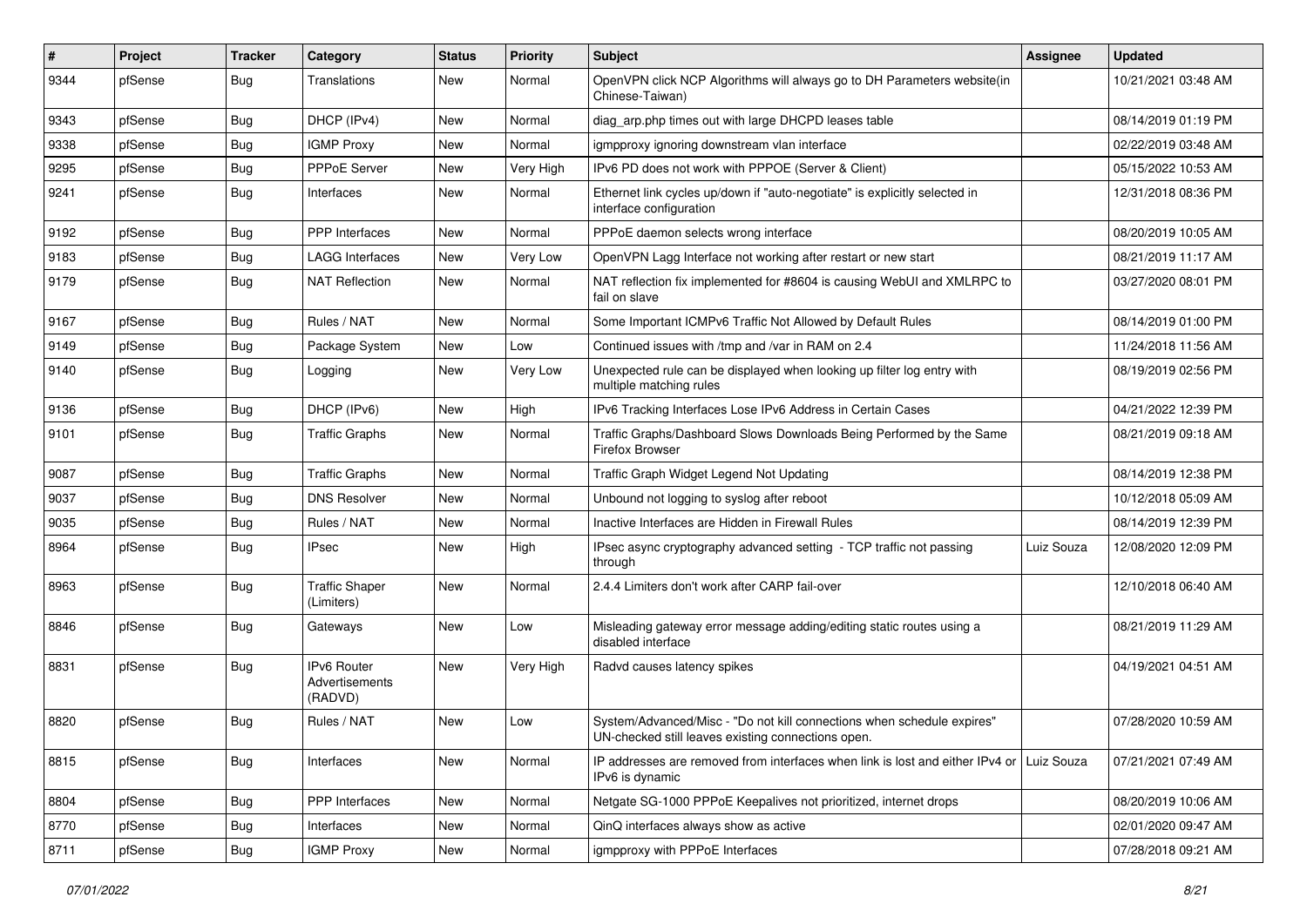| # | Project | Tracker | Category | Status | Priority | Subject | Assignee | Updated |
|---|---|---|---|---|---|---|---|---|
| 9344 | pfSense | Bug | Translations | New | Normal | OpenVPN click NCP Algorithms will always go to DH Parameters website(in Chinese-Taiwan) | | 10/21/2021 03:48 AM |
| 9343 | pfSense | Bug | DHCP (IPv4) | New | Normal | diag_arp.php times out with large DHCPD leases table | | 08/14/2019 01:19 PM |
| 9338 | pfSense | Bug | IGMP Proxy | New | Normal | igmpproxy ignoring downstream vlan interface | | 02/22/2019 03:48 AM |
| 9295 | pfSense | Bug | PPPoE Server | New | Very High | IPv6 PD does not work with PPPOE (Server & Client) | | 05/15/2022 10:53 AM |
| 9241 | pfSense | Bug | Interfaces | New | Normal | Ethernet link cycles up/down if "auto-negotiate" is explicitly selected in interface configuration | | 12/31/2018 08:36 PM |
| 9192 | pfSense | Bug | PPP Interfaces | New | Normal | PPPoE daemon selects wrong interface | | 08/20/2019 10:05 AM |
| 9183 | pfSense | Bug | LAGG Interfaces | New | Very Low | OpenVPN Lagg Interface not working after restart or new start | | 08/21/2019 11:17 AM |
| 9179 | pfSense | Bug | NAT Reflection | New | Normal | NAT reflection fix implemented for #8604 is causing WebUI and XMLRPC to fail on slave | | 03/27/2020 08:01 PM |
| 9167 | pfSense | Bug | Rules / NAT | New | Normal | Some Important ICMPv6 Traffic Not Allowed by Default Rules | | 08/14/2019 01:00 PM |
| 9149 | pfSense | Bug | Package System | New | Low | Continued issues with /tmp and /var in RAM on 2.4 | | 11/24/2018 11:56 AM |
| 9140 | pfSense | Bug | Logging | New | Very Low | Unexpected rule can be displayed when looking up filter log entry with multiple matching rules | | 08/19/2019 02:56 PM |
| 9136 | pfSense | Bug | DHCP (IPv6) | New | High | IPv6 Tracking Interfaces Lose IPv6 Address in Certain Cases | | 04/21/2022 12:39 PM |
| 9101 | pfSense | Bug | Traffic Graphs | New | Normal | Traffic Graphs/Dashboard Slows Downloads Being Performed by the Same Firefox Browser | | 08/21/2019 09:18 AM |
| 9087 | pfSense | Bug | Traffic Graphs | New | Normal | Traffic Graph Widget Legend Not Updating | | 08/14/2019 12:38 PM |
| 9037 | pfSense | Bug | DNS Resolver | New | Normal | Unbound not logging to syslog after reboot | | 10/12/2018 05:09 AM |
| 9035 | pfSense | Bug | Rules / NAT | New | Normal | Inactive Interfaces are Hidden in Firewall Rules | | 08/14/2019 12:39 PM |
| 8964 | pfSense | Bug | IPsec | New | High | IPsec async cryptography advanced setting - TCP traffic not passing through | Luiz Souza | 12/08/2020 12:09 PM |
| 8963 | pfSense | Bug | Traffic Shaper (Limiters) | New | Normal | 2.4.4 Limiters don't work after CARP fail-over | | 12/10/2018 06:40 AM |
| 8846 | pfSense | Bug | Gateways | New | Low | Misleading gateway error message adding/editing static routes using a disabled interface | | 08/21/2019 11:29 AM |
| 8831 | pfSense | Bug | IPv6 Router Advertisements (RADVD) | New | Very High | Radvd causes latency spikes | | 04/19/2021 04:51 AM |
| 8820 | pfSense | Bug | Rules / NAT | New | Low | System/Advanced/Misc - "Do not kill connections when schedule expires" UN-checked still leaves existing connections open. | | 07/28/2020 10:59 AM |
| 8815 | pfSense | Bug | Interfaces | New | Normal | IP addresses are removed from interfaces when link is lost and either IPv4 or IPv6 is dynamic | Luiz Souza | 07/21/2021 07:49 AM |
| 8804 | pfSense | Bug | PPP Interfaces | New | Normal | Netgate SG-1000 PPPoE Keepalives not prioritized, internet drops | | 08/20/2019 10:06 AM |
| 8770 | pfSense | Bug | Interfaces | New | Normal | QinQ interfaces always show as active | | 02/01/2020 09:47 AM |
| 8711 | pfSense | Bug | IGMP Proxy | New | Normal | igmpproxy with PPPoE Interfaces | | 07/28/2018 09:21 AM |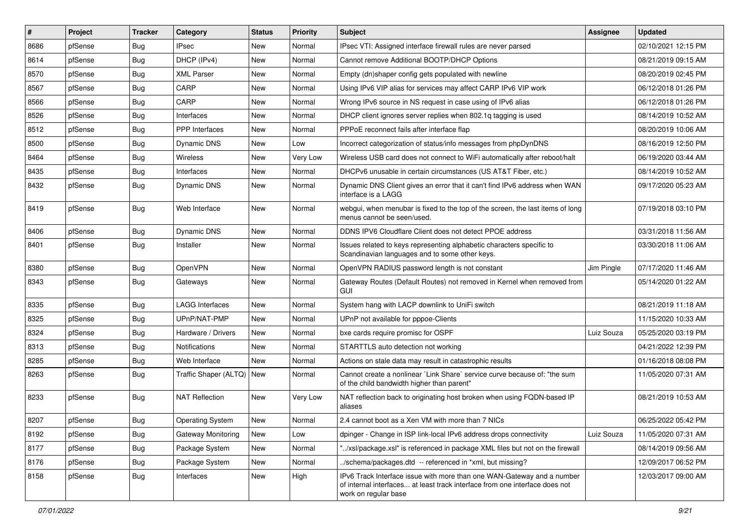| # | Project | Tracker | Category | Status | Priority | Subject | Assignee | Updated |
|---|---|---|---|---|---|---|---|---|
| 8686 | pfSense | Bug | IPsec | New | Normal | IPsec VTI: Assigned interface firewall rules are never parsed | | 02/10/2021 12:15 PM |
| 8614 | pfSense | Bug | DHCP (IPv4) | New | Normal | Cannot remove Additional BOOTP/DHCP Options | | 08/21/2019 09:15 AM |
| 8570 | pfSense | Bug | XML Parser | New | Normal | Empty (dn)shaper config gets populated with newline | | 08/20/2019 02:45 PM |
| 8567 | pfSense | Bug | CARP | New | Normal | Using IPv6 VIP alias for services may affect CARP IPv6 VIP work | | 06/12/2018 01:26 PM |
| 8566 | pfSense | Bug | CARP | New | Normal | Wrong IPv6 source in NS request in case using of IPv6 alias | | 06/12/2018 01:26 PM |
| 8526 | pfSense | Bug | Interfaces | New | Normal | DHCP client ignores server replies when 802.1q tagging is used | | 08/14/2019 10:52 AM |
| 8512 | pfSense | Bug | PPP Interfaces | New | Normal | PPPoE reconnect fails after interface flap | | 08/20/2019 10:06 AM |
| 8500 | pfSense | Bug | Dynamic DNS | New | Low | Incorrect categorization of status/info messages from phpDynDNS | | 08/16/2019 12:50 PM |
| 8464 | pfSense | Bug | Wireless | New | Very Low | Wireless USB card does not connect to WiFi automatically after reboot/halt | | 06/19/2020 03:44 AM |
| 8435 | pfSense | Bug | Interfaces | New | Normal | DHCPv6 unusable in certain circumstances (US AT&T Fiber, etc.) | | 08/14/2019 10:52 AM |
| 8432 | pfSense | Bug | Dynamic DNS | New | Normal | Dynamic DNS Client gives an error that it can't find IPv6 address when WAN interface is a LAGG | | 09/17/2020 05:23 AM |
| 8419 | pfSense | Bug | Web Interface | New | Normal | webgui, when menubar is fixed to the top of the screen, the last items of long menus cannot be seen/used. | | 07/19/2018 03:10 PM |
| 8406 | pfSense | Bug | Dynamic DNS | New | Normal | DDNS IPV6 Cloudflare Client does not detect PPOE address | | 03/31/2018 11:56 AM |
| 8401 | pfSense | Bug | Installer | New | Normal | Issues related to keys representing alphabetic characters specific to Scandinavian languages and to some other keys. | | 03/30/2018 11:06 AM |
| 8380 | pfSense | Bug | OpenVPN | New | Normal | OpenVPN RADIUS password length is not constant | Jim Pingle | 07/17/2020 11:46 AM |
| 8343 | pfSense | Bug | Gateways | New | Normal | Gateway Routes (Default Routes) not removed in Kernel when removed from GUI | | 05/14/2020 01:22 AM |
| 8335 | pfSense | Bug | LAGG Interfaces | New | Normal | System hang with LACP downlink to UniFi switch | | 08/21/2019 11:18 AM |
| 8325 | pfSense | Bug | UPnP/NAT-PMP | New | Normal | UPnP not available for pppoe-Clients | | 11/15/2020 10:33 AM |
| 8324 | pfSense | Bug | Hardware / Drivers | New | Normal | bxe cards require promisc for OSPF | Luiz Souza | 05/25/2020 03:19 PM |
| 8313 | pfSense | Bug | Notifications | New | Normal | STARTTLS auto detection not working | | 04/21/2022 12:39 PM |
| 8285 | pfSense | Bug | Web Interface | New | Normal | Actions on stale data may result in catastrophic results | | 01/16/2018 08:08 PM |
| 8263 | pfSense | Bug | Traffic Shaper (ALTQ) | New | Normal | Cannot create a nonlinear `Link Share` service curve because of: "the sum of the child bandwidth higher than parent" | | 11/05/2020 07:31 AM |
| 8233 | pfSense | Bug | NAT Reflection | New | Very Low | NAT reflection back to originating host broken when using FQDN-based IP aliases | | 08/21/2019 10:53 AM |
| 8207 | pfSense | Bug | Operating System | New | Normal | 2.4 cannot boot as a Xen VM with more than 7 NICs | | 06/25/2022 05:42 PM |
| 8192 | pfSense | Bug | Gateway Monitoring | New | Low | dpinger - Change in ISP link-local IPv6 address drops connectivity | Luiz Souza | 11/05/2020 07:31 AM |
| 8177 | pfSense | Bug | Package System | New | Normal | "../xsl/package.xsl" is referenced in package XML files but not on the firewall | | 08/14/2019 09:56 AM |
| 8176 | pfSense | Bug | Package System | New | Normal | ../schema/packages.dtd -- referenced in *xml, but missing? | | 12/09/2017 06:52 PM |
| 8158 | pfSense | Bug | Interfaces | New | High | IPv6 Track Interface issue with more than one WAN-Gateway and a number of internal interfaces... at least track interface from one interface does not work on regular base | | 12/03/2017 09:00 AM |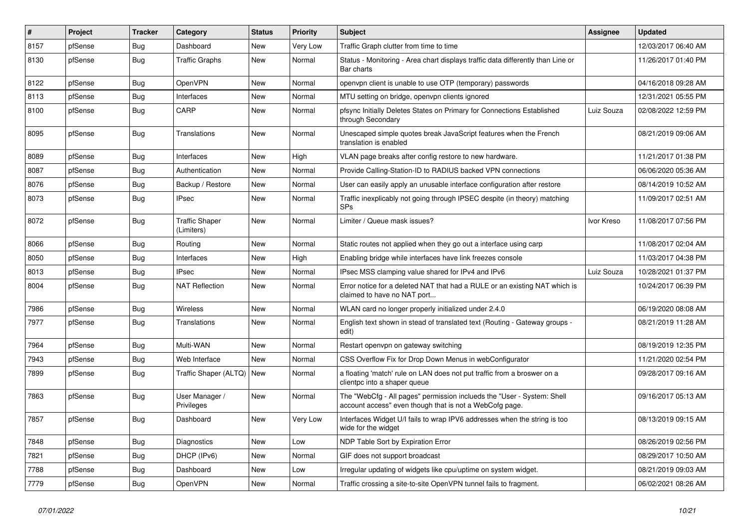| # | Project | Tracker | Category | Status | Priority | Subject | Assignee | Updated |
|---|---|---|---|---|---|---|---|---|
| 8157 | pfSense | Bug | Dashboard | New | Very Low | Traffic Graph clutter from time to time | | 12/03/2017 06:40 AM |
| 8130 | pfSense | Bug | Traffic Graphs | New | Normal | Status - Monitoring - Area chart displays traffic data differently than Line or Bar charts | | 11/26/2017 01:40 PM |
| 8122 | pfSense | Bug | OpenVPN | New | Normal | openvpn client is unable to use OTP (temporary) passwords | | 04/16/2018 09:28 AM |
| 8113 | pfSense | Bug | Interfaces | New | Normal | MTU setting on bridge, openvpn clients ignored | | 12/31/2021 05:55 PM |
| 8100 | pfSense | Bug | CARP | New | Normal | pfsync Initially Deletes States on Primary for Connections Established through Secondary | Luiz Souza | 02/08/2022 12:59 PM |
| 8095 | pfSense | Bug | Translations | New | Normal | Unescaped simple quotes break JavaScript features when the French translation is enabled | | 08/21/2019 09:06 AM |
| 8089 | pfSense | Bug | Interfaces | New | High | VLAN page breaks after config restore to new hardware. | | 11/21/2017 01:38 PM |
| 8087 | pfSense | Bug | Authentication | New | Normal | Provide Calling-Station-ID to RADIUS backed VPN connections | | 06/06/2020 05:36 AM |
| 8076 | pfSense | Bug | Backup / Restore | New | Normal | User can easily apply an unusable interface configuration after restore | | 08/14/2019 10:52 AM |
| 8073 | pfSense | Bug | IPsec | New | Normal | Traffic inexplicably not going through IPSEC despite (in theory) matching SPs | | 11/09/2017 02:51 AM |
| 8072 | pfSense | Bug | Traffic Shaper (Limiters) | New | Normal | Limiter / Queue mask issues? | Ivor Kreso | 11/08/2017 07:56 PM |
| 8066 | pfSense | Bug | Routing | New | Normal | Static routes not applied when they go out a interface using carp | | 11/08/2017 02:04 AM |
| 8050 | pfSense | Bug | Interfaces | New | High | Enabling bridge while interfaces have link freezes console | | 11/03/2017 04:38 PM |
| 8013 | pfSense | Bug | IPsec | New | Normal | IPsec MSS clamping value shared for IPv4 and IPv6 | Luiz Souza | 10/28/2021 01:37 PM |
| 8004 | pfSense | Bug | NAT Reflection | New | Normal | Error notice for a deleted NAT that had a RULE or an existing NAT which is claimed to have no NAT port... | | 10/24/2017 06:39 PM |
| 7986 | pfSense | Bug | Wireless | New | Normal | WLAN card no longer properly initialized under 2.4.0 | | 06/19/2020 08:08 AM |
| 7977 | pfSense | Bug | Translations | New | Normal | English text shown in stead of translated text (Routing - Gateway groups - edit) | | 08/21/2019 11:28 AM |
| 7964 | pfSense | Bug | Multi-WAN | New | Normal | Restart openvpn on gateway switching | | 08/19/2019 12:35 PM |
| 7943 | pfSense | Bug | Web Interface | New | Normal | CSS Overflow Fix for Drop Down Menus in webConfigurator | | 11/21/2020 02:54 PM |
| 7899 | pfSense | Bug | Traffic Shaper (ALTQ) | New | Normal | a floating 'match' rule on LAN does not put traffic from a broswer on a clientpc into a shaper queue | | 09/28/2017 09:16 AM |
| 7863 | pfSense | Bug | User Manager / Privileges | New | Normal | The "WebCfg - All pages" permission inclueds the "User - System: Shell account access" even though that is not a WebCofg page. | | 09/16/2017 05:13 AM |
| 7857 | pfSense | Bug | Dashboard | New | Very Low | Interfaces Widget U/I fails to wrap IPV6 addresses when the string is too wide for the widget | | 08/13/2019 09:15 AM |
| 7848 | pfSense | Bug | Diagnostics | New | Low | NDP Table Sort by Expiration Error | | 08/26/2019 02:56 PM |
| 7821 | pfSense | Bug | DHCP (IPv6) | New | Normal | GIF does not support broadcast | | 08/29/2017 10:50 AM |
| 7788 | pfSense | Bug | Dashboard | New | Low | Irregular updating of widgets like cpu/uptime on system widget. | | 08/21/2019 09:03 AM |
| 7779 | pfSense | Bug | OpenVPN | New | Normal | Traffic crossing a site-to-site OpenVPN tunnel fails to fragment. | | 06/02/2021 08:26 AM |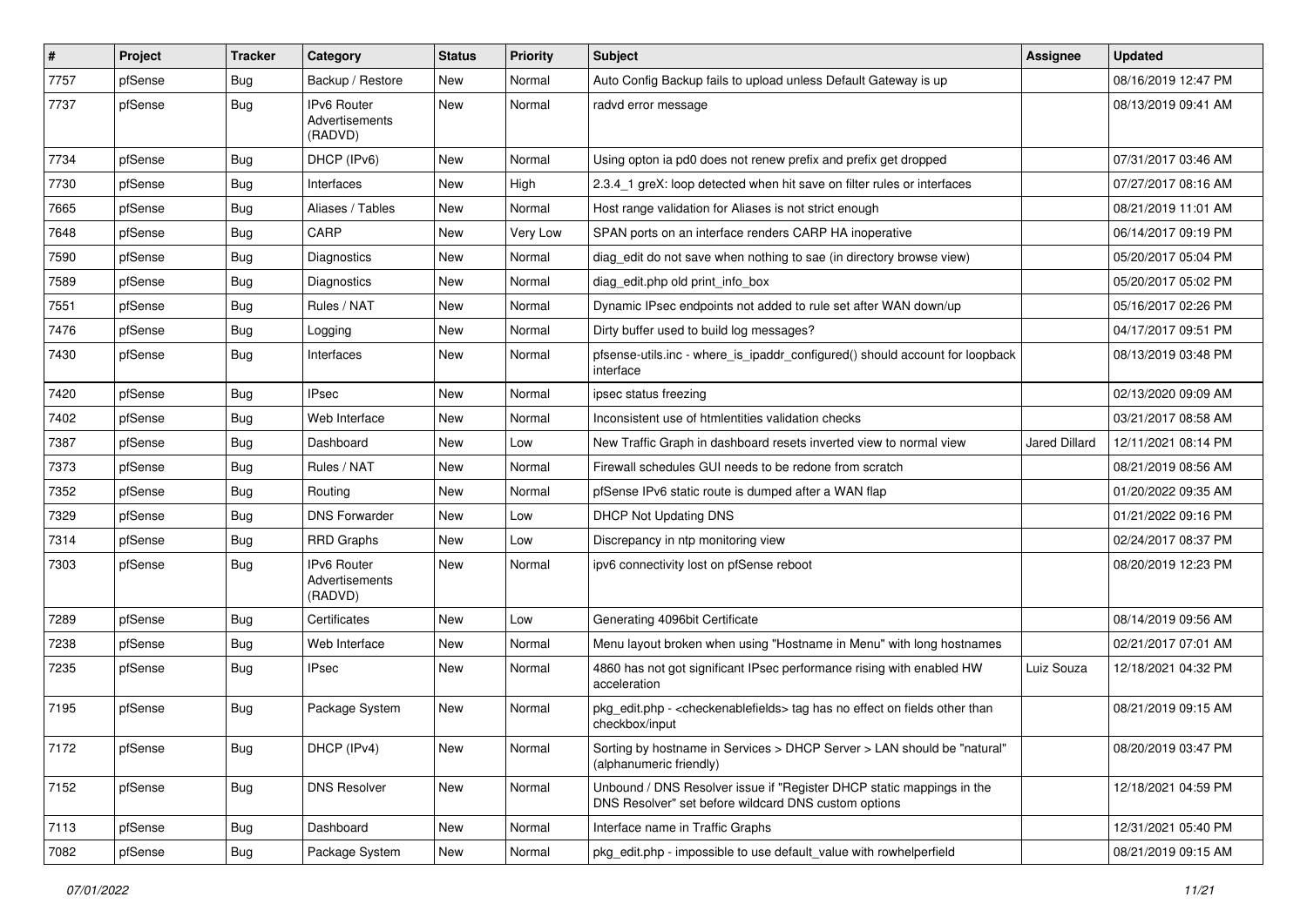| # | Project | Tracker | Category | Status | Priority | Subject | Assignee | Updated |
|---|---|---|---|---|---|---|---|---|
| 7757 | pfSense | Bug | Backup / Restore | New | Normal | Auto Config Backup fails to upload unless Default Gateway is up | | 08/16/2019 12:47 PM |
| 7737 | pfSense | Bug | IPv6 Router Advertisements (RADVD) | New | Normal | radvd error message | | 08/13/2019 09:41 AM |
| 7734 | pfSense | Bug | DHCP (IPv6) | New | Normal | Using opton ia pd0 does not renew prefix and prefix get dropped | | 07/31/2017 03:46 AM |
| 7730 | pfSense | Bug | Interfaces | New | High | 2.3.4_1 greX: loop detected when hit save on filter rules or interfaces | | 07/27/2017 08:16 AM |
| 7665 | pfSense | Bug | Aliases / Tables | New | Normal | Host range validation for Aliases is not strict enough | | 08/21/2019 11:01 AM |
| 7648 | pfSense | Bug | CARP | New | Very Low | SPAN ports on an interface renders CARP HA inoperative | | 06/14/2017 09:19 PM |
| 7590 | pfSense | Bug | Diagnostics | New | Normal | diag_edit do not save when nothing to sae (in directory browse view) | | 05/20/2017 05:04 PM |
| 7589 | pfSense | Bug | Diagnostics | New | Normal | diag_edit.php old print_info_box | | 05/20/2017 05:02 PM |
| 7551 | pfSense | Bug | Rules / NAT | New | Normal | Dynamic IPsec endpoints not added to rule set after WAN down/up | | 05/16/2017 02:26 PM |
| 7476 | pfSense | Bug | Logging | New | Normal | Dirty buffer used to build log messages? | | 04/17/2017 09:51 PM |
| 7430 | pfSense | Bug | Interfaces | New | Normal | pfsense-utils.inc - where_is_ipaddr_configured() should account for loopback interface | | 08/13/2019 03:48 PM |
| 7420 | pfSense | Bug | IPsec | New | Normal | ipsec status freezing | | 02/13/2020 09:09 AM |
| 7402 | pfSense | Bug | Web Interface | New | Normal | Inconsistent use of htmlentities validation checks | | 03/21/2017 08:58 AM |
| 7387 | pfSense | Bug | Dashboard | New | Low | New Traffic Graph in dashboard resets inverted view to normal view | Jared Dillard | 12/11/2021 08:14 PM |
| 7373 | pfSense | Bug | Rules / NAT | New | Normal | Firewall schedules GUI needs to be redone from scratch | | 08/21/2019 08:56 AM |
| 7352 | pfSense | Bug | Routing | New | Normal | pfSense IPv6 static route is dumped after a WAN flap | | 01/20/2022 09:35 AM |
| 7329 | pfSense | Bug | DNS Forwarder | New | Low | DHCP Not Updating DNS | | 01/21/2022 09:16 PM |
| 7314 | pfSense | Bug | RRD Graphs | New | Low | Discrepancy in ntp monitoring view | | 02/24/2017 08:37 PM |
| 7303 | pfSense | Bug | IPv6 Router Advertisements (RADVD) | New | Normal | ipv6 connectivity lost on pfSense reboot | | 08/20/2019 12:23 PM |
| 7289 | pfSense | Bug | Certificates | New | Low | Generating 4096bit Certificate | | 08/14/2019 09:56 AM |
| 7238 | pfSense | Bug | Web Interface | New | Normal | Menu layout broken when using "Hostname in Menu" with long hostnames | | 02/21/2017 07:01 AM |
| 7235 | pfSense | Bug | IPsec | New | Normal | 4860 has not got significant IPsec performance rising with enabled HW acceleration | Luiz Souza | 12/18/2021 04:32 PM |
| 7195 | pfSense | Bug | Package System | New | Normal | pkg_edit.php - <checkenablefields> tag has no effect on fields other than checkbox/input | | 08/21/2019 09:15 AM |
| 7172 | pfSense | Bug | DHCP (IPv4) | New | Normal | Sorting by hostname in Services > DHCP Server > LAN should be "natural" (alphanumeric friendly) | | 08/20/2019 03:47 PM |
| 7152 | pfSense | Bug | DNS Resolver | New | Normal | Unbound / DNS Resolver issue if "Register DHCP static mappings in the DNS Resolver" set before wildcard DNS custom options | | 12/18/2021 04:59 PM |
| 7113 | pfSense | Bug | Dashboard | New | Normal | Interface name in Traffic Graphs | | 12/31/2021 05:40 PM |
| 7082 | pfSense | Bug | Package System | New | Normal | pkg_edit.php - impossible to use default_value with rowhelperfield | | 08/21/2019 09:15 AM |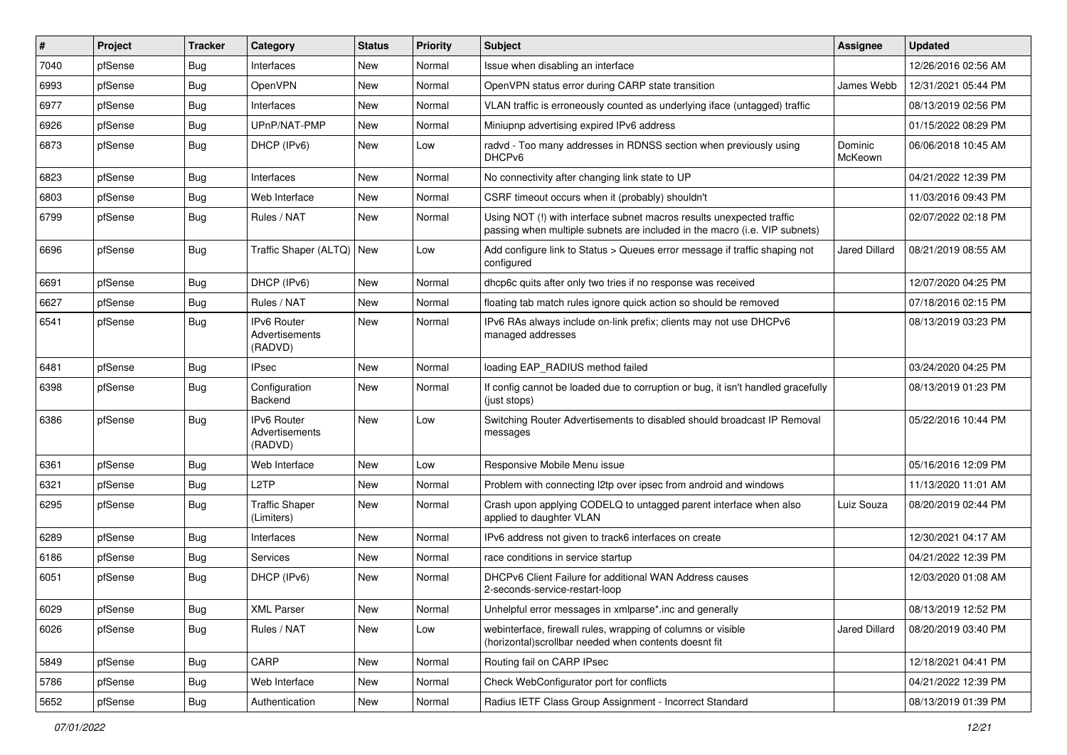| # | Project | Tracker | Category | Status | Priority | Subject | Assignee | Updated |
|---|---|---|---|---|---|---|---|---|
| 7040 | pfSense | Bug | Interfaces | New | Normal | Issue when disabling an interface | | 12/26/2016 02:56 AM |
| 6993 | pfSense | Bug | OpenVPN | New | Normal | OpenVPN status error during CARP state transition | James Webb | 12/31/2021 05:44 PM |
| 6977 | pfSense | Bug | Interfaces | New | Normal | VLAN traffic is erroneously counted as underlying iface (untagged) traffic | | 08/13/2019 02:56 PM |
| 6926 | pfSense | Bug | UPnP/NAT-PMP | New | Normal | Miniupnp advertising expired IPv6 address | | 01/15/2022 08:29 PM |
| 6873 | pfSense | Bug | DHCP (IPv6) | New | Low | radvd - Too many addresses in RDNSS section when previously using DHCPv6 | Dominic McKeown | 06/06/2018 10:45 AM |
| 6823 | pfSense | Bug | Interfaces | New | Normal | No connectivity after changing link state to UP | | 04/21/2022 12:39 PM |
| 6803 | pfSense | Bug | Web Interface | New | Normal | CSRF timeout occurs when it (probably) shouldn't | | 11/03/2016 09:43 PM |
| 6799 | pfSense | Bug | Rules / NAT | New | Normal | Using NOT (!) with interface subnet macros results unexpected traffic passing when multiple subnets are included in the macro (i.e. VIP subnets) | | 02/07/2022 02:18 PM |
| 6696 | pfSense | Bug | Traffic Shaper (ALTQ) | New | Low | Add configure link to Status > Queues error message if traffic shaping not configured | Jared Dillard | 08/21/2019 08:55 AM |
| 6691 | pfSense | Bug | DHCP (IPv6) | New | Normal | dhcp6c quits after only two tries if no response was received | | 12/07/2020 04:25 PM |
| 6627 | pfSense | Bug | Rules / NAT | New | Normal | floating tab match rules ignore quick action so should be removed | | 07/18/2016 02:15 PM |
| 6541 | pfSense | Bug | IPv6 Router Advertisements (RADVD) | New | Normal | IPv6 RAs always include on-link prefix; clients may not use DHCPv6 managed addresses | | 08/13/2019 03:23 PM |
| 6481 | pfSense | Bug | IPsec | New | Normal | loading EAP_RADIUS method failed | | 03/24/2020 04:25 PM |
| 6398 | pfSense | Bug | Configuration Backend | New | Normal | If config cannot be loaded due to corruption or bug, it isn't handled gracefully (just stops) | | 08/13/2019 01:23 PM |
| 6386 | pfSense | Bug | IPv6 Router Advertisements (RADVD) | New | Low | Switching Router Advertisements to disabled should broadcast IP Removal messages | | 05/22/2016 10:44 PM |
| 6361 | pfSense | Bug | Web Interface | New | Low | Responsive Mobile Menu issue | | 05/16/2016 12:09 PM |
| 6321 | pfSense | Bug | L2TP | New | Normal | Problem with connecting l2tp over ipsec from android and windows | | 11/13/2020 11:01 AM |
| 6295 | pfSense | Bug | Traffic Shaper (Limiters) | New | Normal | Crash upon applying CODELQ to untagged parent interface when also applied to daughter VLAN | Luiz Souza | 08/20/2019 02:44 PM |
| 6289 | pfSense | Bug | Interfaces | New | Normal | IPv6 address not given to track6 interfaces on create | | 12/30/2021 04:17 AM |
| 6186 | pfSense | Bug | Services | New | Normal | race conditions in service startup | | 04/21/2022 12:39 PM |
| 6051 | pfSense | Bug | DHCP (IPv6) | New | Normal | DHCPv6 Client Failure for additional WAN Address causes 2-seconds-service-restart-loop | | 12/03/2020 01:08 AM |
| 6029 | pfSense | Bug | XML Parser | New | Normal | Unhelpful error messages in xmlparse*.inc and generally | | 08/13/2019 12:52 PM |
| 6026 | pfSense | Bug | Rules / NAT | New | Low | webinterface, firewall rules, wrapping of columns or visible (horizontal)scrollbar needed when contents doesnt fit | Jared Dillard | 08/20/2019 03:40 PM |
| 5849 | pfSense | Bug | CARP | New | Normal | Routing fail on CARP IPsec | | 12/18/2021 04:41 PM |
| 5786 | pfSense | Bug | Web Interface | New | Normal | Check WebConfigurator port for conflicts | | 04/21/2022 12:39 PM |
| 5652 | pfSense | Bug | Authentication | New | Normal | Radius IETF Class Group Assignment - Incorrect Standard | | 08/13/2019 01:39 PM |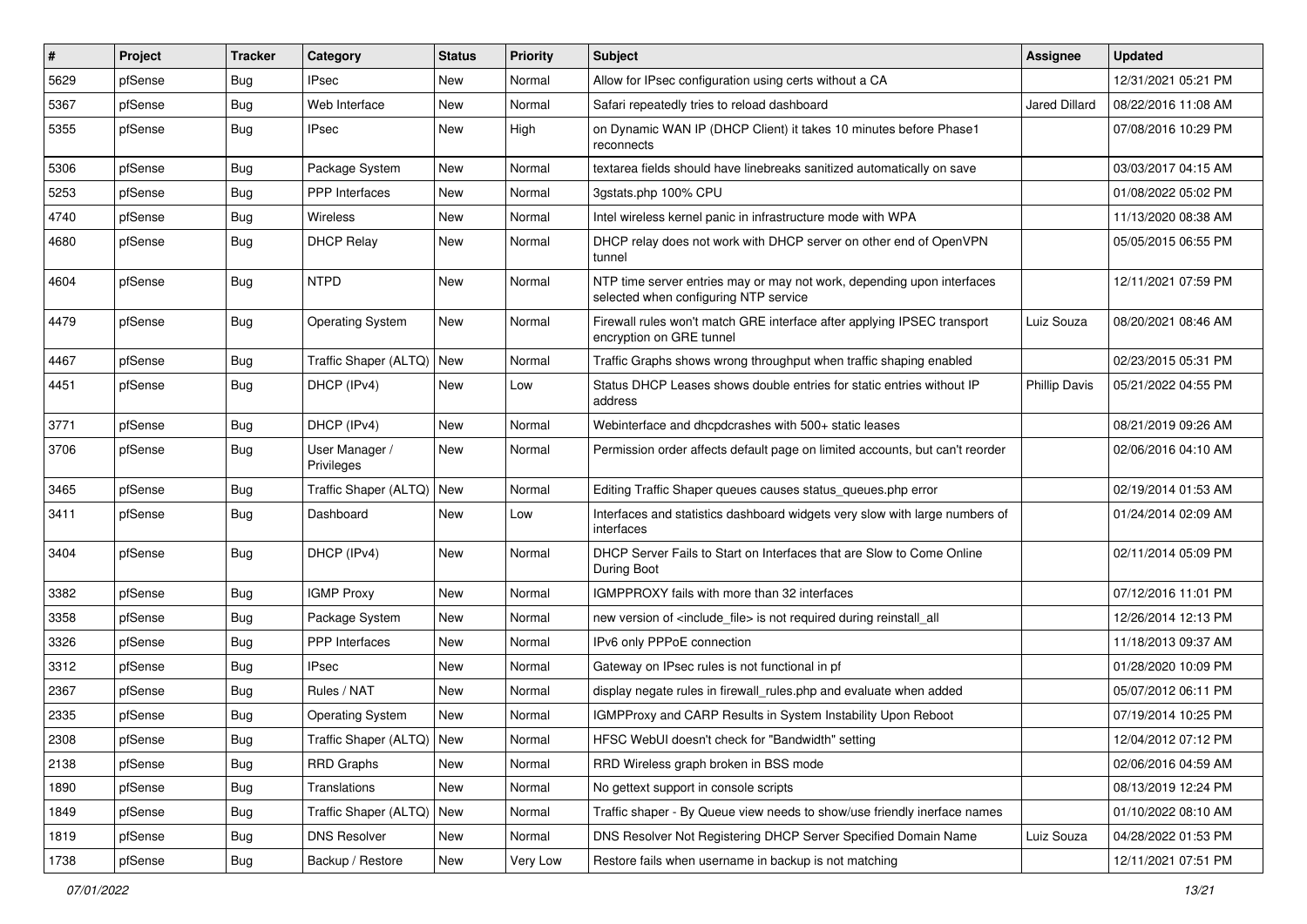| # | Project | Tracker | Category | Status | Priority | Subject | Assignee | Updated |
|---|---|---|---|---|---|---|---|---|
| 5629 | pfSense | Bug | IPsec | New | Normal | Allow for IPsec configuration using certs without a CA | | 12/31/2021 05:21 PM |
| 5367 | pfSense | Bug | Web Interface | New | Normal | Safari repeatedly tries to reload dashboard | Jared Dillard | 08/22/2016 11:08 AM |
| 5355 | pfSense | Bug | IPsec | New | High | on Dynamic WAN IP (DHCP Client) it takes 10 minutes before Phase1 reconnects | | 07/08/2016 10:29 PM |
| 5306 | pfSense | Bug | Package System | New | Normal | textarea fields should have linebreaks sanitized automatically on save | | 03/03/2017 04:15 AM |
| 5253 | pfSense | Bug | PPP Interfaces | New | Normal | 3gstats.php 100% CPU | | 01/08/2022 05:02 PM |
| 4740 | pfSense | Bug | Wireless | New | Normal | Intel wireless kernel panic in infrastructure mode with WPA | | 11/13/2020 08:38 AM |
| 4680 | pfSense | Bug | DHCP Relay | New | Normal | DHCP relay does not work with DHCP server on other end of OpenVPN tunnel | | 05/05/2015 06:55 PM |
| 4604 | pfSense | Bug | NTPD | New | Normal | NTP time server entries may or may not work, depending upon interfaces selected when configuring NTP service | | 12/11/2021 07:59 PM |
| 4479 | pfSense | Bug | Operating System | New | Normal | Firewall rules won't match GRE interface after applying IPSEC transport encryption on GRE tunnel | Luiz Souza | 08/20/2021 08:46 AM |
| 4467 | pfSense | Bug | Traffic Shaper (ALTQ) | New | Normal | Traffic Graphs shows wrong throughput when traffic shaping enabled | | 02/23/2015 05:31 PM |
| 4451 | pfSense | Bug | DHCP (IPv4) | New | Low | Status DHCP Leases shows double entries for static entries without IP address | Phillip Davis | 05/21/2022 04:55 PM |
| 3771 | pfSense | Bug | DHCP (IPv4) | New | Normal | Webinterface and dhcpdcrashes with 500+ static leases | | 08/21/2019 09:26 AM |
| 3706 | pfSense | Bug | User Manager / Privileges | New | Normal | Permission order affects default page on limited accounts, but can't reorder | | 02/06/2016 04:10 AM |
| 3465 | pfSense | Bug | Traffic Shaper (ALTQ) | New | Normal | Editing Traffic Shaper queues causes status_queues.php error | | 02/19/2014 01:53 AM |
| 3411 | pfSense | Bug | Dashboard | New | Low | Interfaces and statistics dashboard widgets very slow with large numbers of interfaces | | 01/24/2014 02:09 AM |
| 3404 | pfSense | Bug | DHCP (IPv4) | New | Normal | DHCP Server Fails to Start on Interfaces that are Slow to Come Online During Boot | | 02/11/2014 05:09 PM |
| 3382 | pfSense | Bug | IGMP Proxy | New | Normal | IGMPPROXY fails with more than 32 interfaces | | 07/12/2016 11:01 PM |
| 3358 | pfSense | Bug | Package System | New | Normal | new version of <include_file> is not required during reinstall_all | | 12/26/2014 12:13 PM |
| 3326 | pfSense | Bug | PPP Interfaces | New | Normal | IPv6 only PPPoE connection | | 11/18/2013 09:37 AM |
| 3312 | pfSense | Bug | IPsec | New | Normal | Gateway on IPsec rules is not functional in pf | | 01/28/2020 10:09 PM |
| 2367 | pfSense | Bug | Rules / NAT | New | Normal | display negate rules in firewall_rules.php and evaluate when added | | 05/07/2012 06:11 PM |
| 2335 | pfSense | Bug | Operating System | New | Normal | IGMPProxy and CARP Results in System Instability Upon Reboot | | 07/19/2014 10:25 PM |
| 2308 | pfSense | Bug | Traffic Shaper (ALTQ) | New | Normal | HFSC WebUI doesn't check for "Bandwidth" setting | | 12/04/2012 07:12 PM |
| 2138 | pfSense | Bug | RRD Graphs | New | Normal | RRD Wireless graph broken in BSS mode | | 02/06/2016 04:59 AM |
| 1890 | pfSense | Bug | Translations | New | Normal | No gettext support in console scripts | | 08/13/2019 12:24 PM |
| 1849 | pfSense | Bug | Traffic Shaper (ALTQ) | New | Normal | Traffic shaper - By Queue view needs to show/use friendly inerface names | | 01/10/2022 08:10 AM |
| 1819 | pfSense | Bug | DNS Resolver | New | Normal | DNS Resolver Not Registering DHCP Server Specified Domain Name | Luiz Souza | 04/28/2022 01:53 PM |
| 1738 | pfSense | Bug | Backup / Restore | New | Very Low | Restore fails when username in backup is not matching | | 12/11/2021 07:51 PM |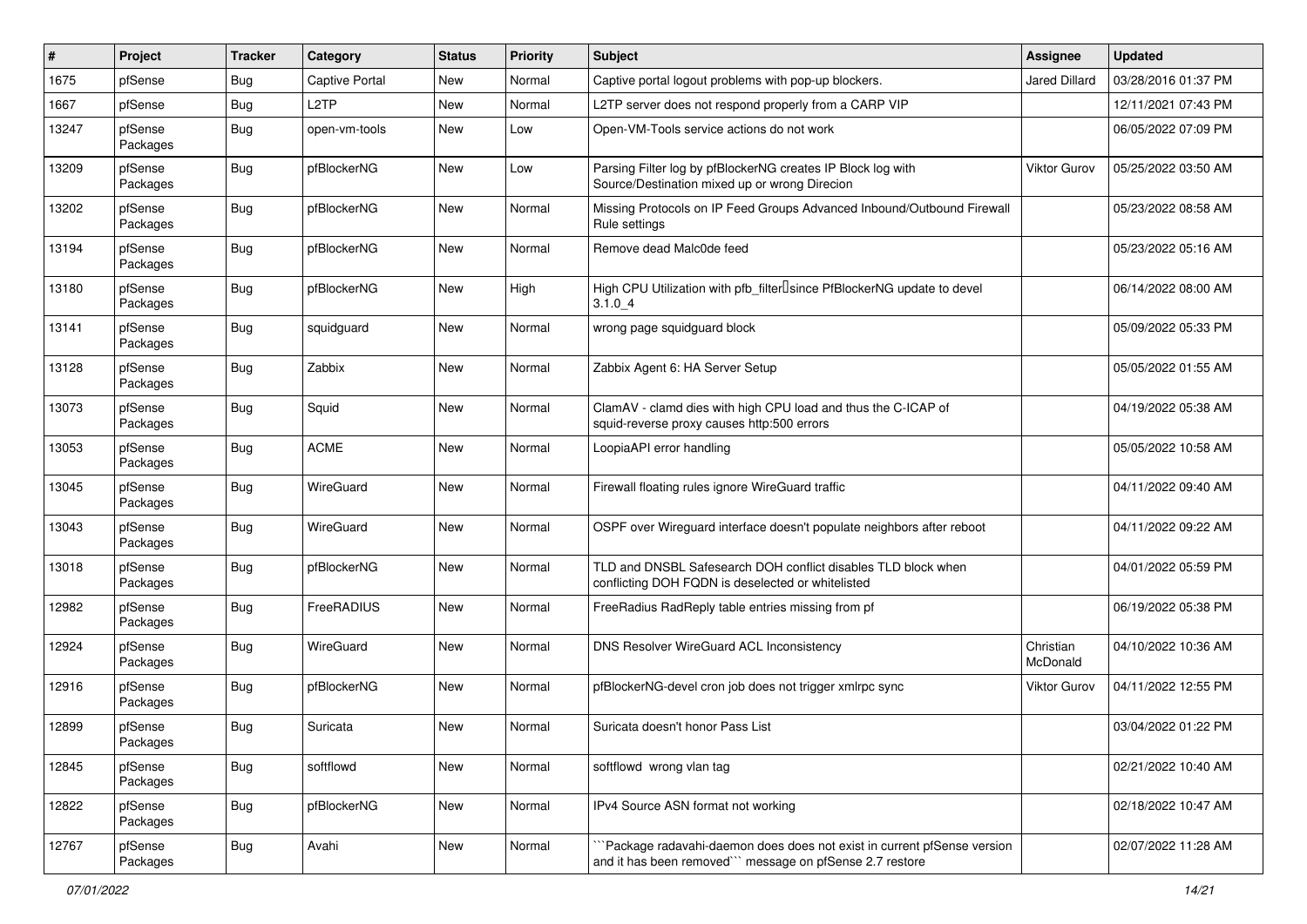| # | Project | Tracker | Category | Status | Priority | Subject | Assignee | Updated |
|---|---|---|---|---|---|---|---|---|
| 1675 | pfSense | Bug | Captive Portal | New | Normal | Captive portal logout problems with pop-up blockers. | Jared Dillard | 03/28/2016 01:37 PM |
| 1667 | pfSense | Bug | L2TP | New | Normal | L2TP server does not respond properly from a CARP VIP | | 12/11/2021 07:43 PM |
| 13247 | pfSense Packages | Bug | open-vm-tools | New | Low | Open-VM-Tools service actions do not work | | 06/05/2022 07:09 PM |
| 13209 | pfSense Packages | Bug | pfBlockerNG | New | Low | Parsing Filter log by pfBlockerNG creates IP Block log with Source/Destination mixed up or wrong Direcion | Viktor Gurov | 05/25/2022 03:50 AM |
| 13202 | pfSense Packages | Bug | pfBlockerNG | New | Normal | Missing Protocols on IP Feed Groups Advanced Inbound/Outbound Firewall Rule settings | | 05/23/2022 08:58 AM |
| 13194 | pfSense Packages | Bug | pfBlockerNG | New | Normal | Remove dead Malc0de feed | | 05/23/2022 05:16 AM |
| 13180 | pfSense Packages | Bug | pfBlockerNG | New | High | High CPU Utilization with pfb_filter since PfBlockerNG update to devel 3.1.0_4 | | 06/14/2022 08:00 AM |
| 13141 | pfSense Packages | Bug | squidguard | New | Normal | wrong page squidguard block | | 05/09/2022 05:33 PM |
| 13128 | pfSense Packages | Bug | Zabbix | New | Normal | Zabbix Agent 6: HA Server Setup | | 05/05/2022 01:55 AM |
| 13073 | pfSense Packages | Bug | Squid | New | Normal | ClamAV - clamd dies with high CPU load and thus the C-ICAP of squid-reverse proxy causes http:500 errors | | 04/19/2022 05:38 AM |
| 13053 | pfSense Packages | Bug | ACME | New | Normal | LoopiaAPI error handling | | 05/05/2022 10:58 AM |
| 13045 | pfSense Packages | Bug | WireGuard | New | Normal | Firewall floating rules ignore WireGuard traffic | | 04/11/2022 09:40 AM |
| 13043 | pfSense Packages | Bug | WireGuard | New | Normal | OSPF over Wireguard interface doesn't populate neighbors after reboot | | 04/11/2022 09:22 AM |
| 13018 | pfSense Packages | Bug | pfBlockerNG | New | Normal | TLD and DNSBL Safesearch DOH conflict disables TLD block when conflicting DOH FQDN is deselected or whitelisted | | 04/01/2022 05:59 PM |
| 12982 | pfSense Packages | Bug | FreeRADIUS | New | Normal | FreeRadius RadReply table entries missing from pf | | 06/19/2022 05:38 PM |
| 12924 | pfSense Packages | Bug | WireGuard | New | Normal | DNS Resolver WireGuard ACL Inconsistency | Christian McDonald | 04/10/2022 10:36 AM |
| 12916 | pfSense Packages | Bug | pfBlockerNG | New | Normal | pfBlockerNG-devel cron job does not trigger xmlrpc sync | Viktor Gurov | 04/11/2022 12:55 PM |
| 12899 | pfSense Packages | Bug | Suricata | New | Normal | Suricata doesn't honor Pass List | | 03/04/2022 01:22 PM |
| 12845 | pfSense Packages | Bug | softflowd | New | Normal | softflowd wrong vlan tag | | 02/21/2022 10:40 AM |
| 12822 | pfSense Packages | Bug | pfBlockerNG | New | Normal | IPv4 Source ASN format not working | | 02/18/2022 10:47 AM |
| 12767 | pfSense Packages | Bug | Avahi | New | Normal | ```Package radavahi-daemon does does not exist in current pfSense version and it has been removed``` message on pfSense 2.7 restore | | 02/07/2022 11:28 AM |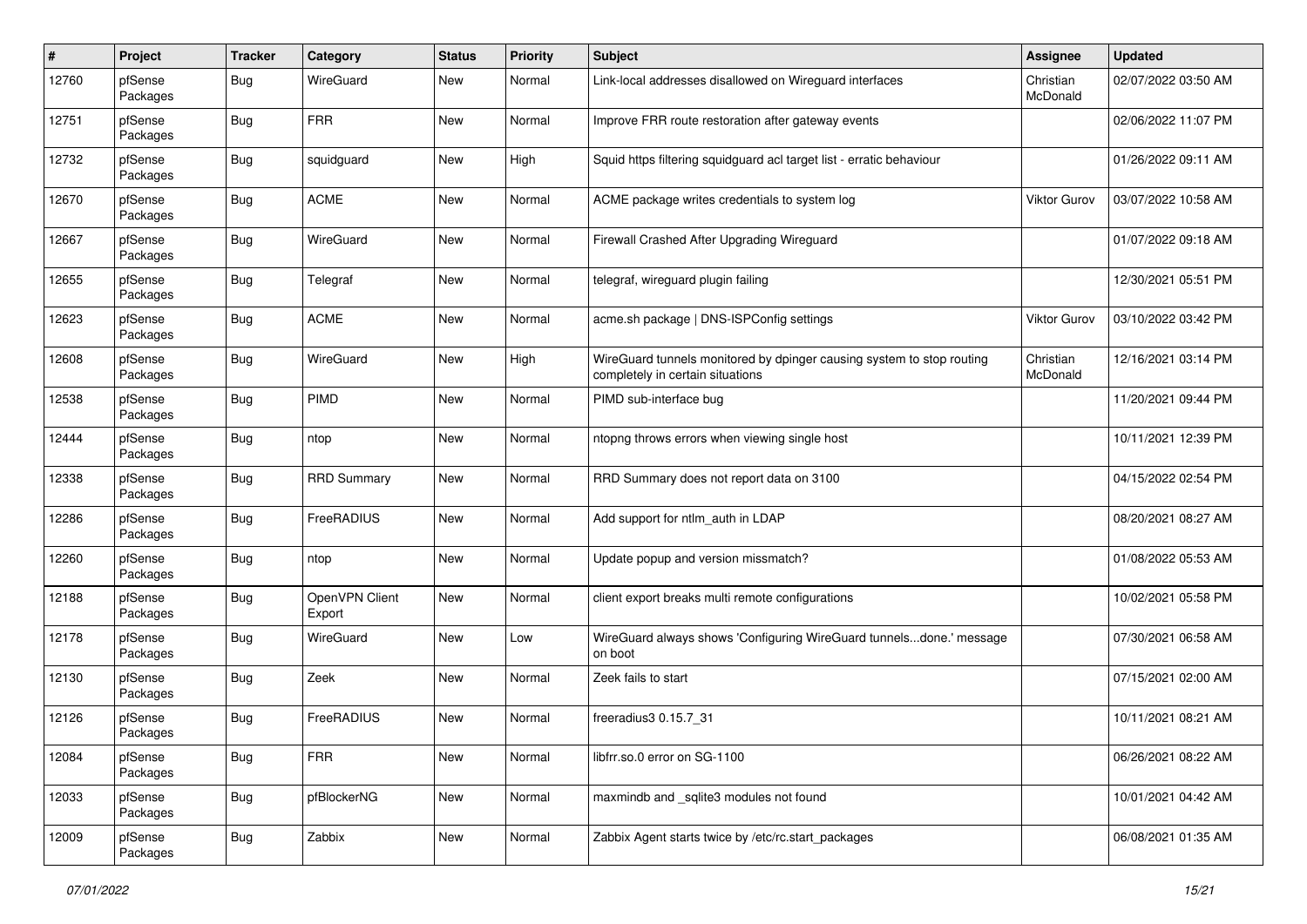| # | Project | Tracker | Category | Status | Priority | Subject | Assignee | Updated |
|---|---|---|---|---|---|---|---|---|
| 12760 | pfSense Packages | Bug | WireGuard | New | Normal | Link-local addresses disallowed on Wireguard interfaces | Christian McDonald | 02/07/2022 03:50 AM |
| 12751 | pfSense Packages | Bug | FRR | New | Normal | Improve FRR route restoration after gateway events | | 02/06/2022 11:07 PM |
| 12732 | pfSense Packages | Bug | squidguard | New | High | Squid https filtering squidguard acl target list - erratic behaviour | | 01/26/2022 09:11 AM |
| 12670 | pfSense Packages | Bug | ACME | New | Normal | ACME package writes credentials to system log | Viktor Gurov | 03/07/2022 10:58 AM |
| 12667 | pfSense Packages | Bug | WireGuard | New | Normal | Firewall Crashed After Upgrading Wireguard | | 01/07/2022 09:18 AM |
| 12655 | pfSense Packages | Bug | Telegraf | New | Normal | telegraf, wireguard plugin failing | | 12/30/2021 05:51 PM |
| 12623 | pfSense Packages | Bug | ACME | New | Normal | acme.sh package \| DNS-ISPConfig settings | Viktor Gurov | 03/10/2022 03:42 PM |
| 12608 | pfSense Packages | Bug | WireGuard | New | High | WireGuard tunnels monitored by dpinger causing system to stop routing completely in certain situations | Christian McDonald | 12/16/2021 03:14 PM |
| 12538 | pfSense Packages | Bug | PIMD | New | Normal | PIMD sub-interface bug | | 11/20/2021 09:44 PM |
| 12444 | pfSense Packages | Bug | ntop | New | Normal | ntopng throws errors when viewing single host | | 10/11/2021 12:39 PM |
| 12338 | pfSense Packages | Bug | RRD Summary | New | Normal | RRD Summary does not report data on 3100 | | 04/15/2022 02:54 PM |
| 12286 | pfSense Packages | Bug | FreeRADIUS | New | Normal | Add support for ntlm_auth in LDAP | | 08/20/2021 08:27 AM |
| 12260 | pfSense Packages | Bug | ntop | New | Normal | Update popup and version missmatch? | | 01/08/2022 05:53 AM |
| 12188 | pfSense Packages | Bug | OpenVPN Client Export | New | Normal | client export breaks multi remote configurations | | 10/02/2021 05:58 PM |
| 12178 | pfSense Packages | Bug | WireGuard | New | Low | WireGuard always shows 'Configuring WireGuard tunnels...done.' message on boot | | 07/30/2021 06:58 AM |
| 12130 | pfSense Packages | Bug | Zeek | New | Normal | Zeek fails to start | | 07/15/2021 02:00 AM |
| 12126 | pfSense Packages | Bug | FreeRADIUS | New | Normal | freeradius3 0.15.7_31 | | 10/11/2021 08:21 AM |
| 12084 | pfSense Packages | Bug | FRR | New | Normal | libfrr.so.0 error on SG-1100 | | 06/26/2021 08:22 AM |
| 12033 | pfSense Packages | Bug | pfBlockerNG | New | Normal | maxmindb and _sqlite3 modules not found | | 10/01/2021 04:42 AM |
| 12009 | pfSense Packages | Bug | Zabbix | New | Normal | Zabbix Agent starts twice by /etc/rc.start_packages | | 06/08/2021 01:35 AM |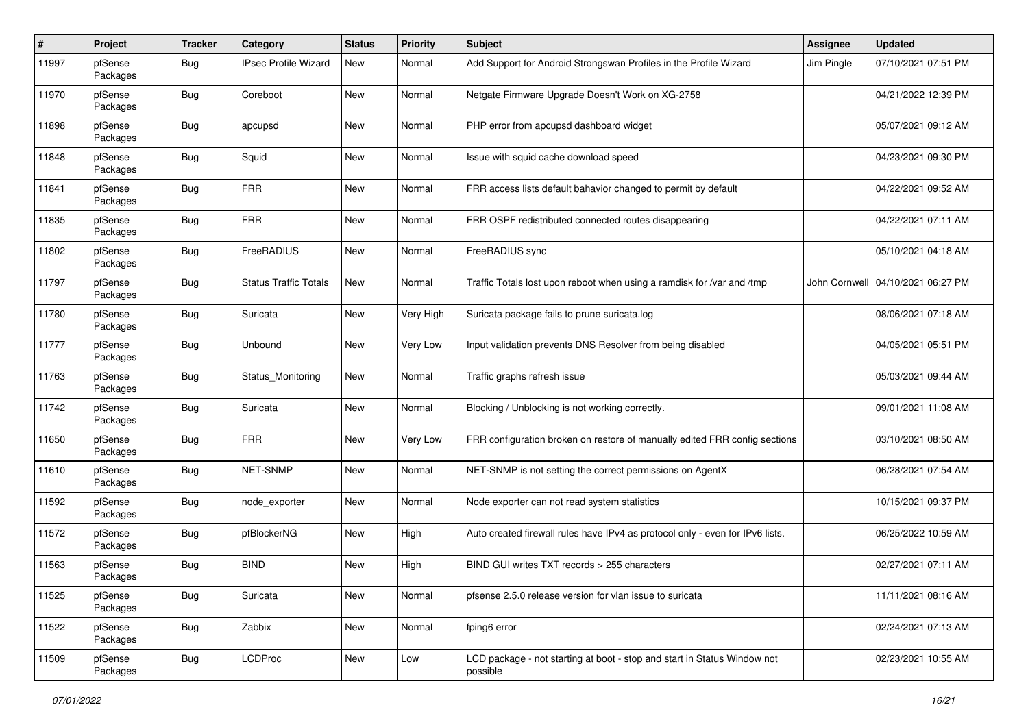| # | Project | Tracker | Category | Status | Priority | Subject | Assignee | Updated |
|---|---|---|---|---|---|---|---|---|
| 11997 | pfSense Packages | Bug | IPsec Profile Wizard | New | Normal | Add Support for Android Strongswan Profiles in the Profile Wizard | Jim Pingle | 07/10/2021 07:51 PM |
| 11970 | pfSense Packages | Bug | Coreboot | New | Normal | Netgate Firmware Upgrade Doesn't Work on XG-2758 | | 04/21/2022 12:39 PM |
| 11898 | pfSense Packages | Bug | apcupsd | New | Normal | PHP error from apcupsd dashboard widget | | 05/07/2021 09:12 AM |
| 11848 | pfSense Packages | Bug | Squid | New | Normal | Issue with squid cache download speed | | 04/23/2021 09:30 PM |
| 11841 | pfSense Packages | Bug | FRR | New | Normal | FRR access lists default bahavior changed to permit by default | | 04/22/2021 09:52 AM |
| 11835 | pfSense Packages | Bug | FRR | New | Normal | FRR OSPF redistributed connected routes disappearing | | 04/22/2021 07:11 AM |
| 11802 | pfSense Packages | Bug | FreeRADIUS | New | Normal | FreeRADIUS sync | | 05/10/2021 04:18 AM |
| 11797 | pfSense Packages | Bug | Status Traffic Totals | New | Normal | Traffic Totals lost upon reboot when using a ramdisk for /var and /tmp | John Cornwell | 04/10/2021 06:27 PM |
| 11780 | pfSense Packages | Bug | Suricata | New | Very High | Suricata package fails to prune suricata.log | | 08/06/2021 07:18 AM |
| 11777 | pfSense Packages | Bug | Unbound | New | Very Low | Input validation prevents DNS Resolver from being disabled | | 04/05/2021 05:51 PM |
| 11763 | pfSense Packages | Bug | Status_Monitoring | New | Normal | Traffic graphs refresh issue | | 05/03/2021 09:44 AM |
| 11742 | pfSense Packages | Bug | Suricata | New | Normal | Blocking / Unblocking is not working correctly. | | 09/01/2021 11:08 AM |
| 11650 | pfSense Packages | Bug | FRR | New | Very Low | FRR configuration broken on restore of manually edited FRR config sections | | 03/10/2021 08:50 AM |
| 11610 | pfSense Packages | Bug | NET-SNMP | New | Normal | NET-SNMP is not setting the correct permissions on AgentX | | 06/28/2021 07:54 AM |
| 11592 | pfSense Packages | Bug | node_exporter | New | Normal | Node exporter can not read system statistics | | 10/15/2021 09:37 PM |
| 11572 | pfSense Packages | Bug | pfBlockerNG | New | High | Auto created firewall rules have IPv4 as protocol only - even for IPv6 lists. | | 06/25/2022 10:59 AM |
| 11563 | pfSense Packages | Bug | BIND | New | High | BIND GUI writes TXT records > 255 characters | | 02/27/2021 07:11 AM |
| 11525 | pfSense Packages | Bug | Suricata | New | Normal | pfsense 2.5.0 release version for vlan issue to suricata | | 11/11/2021 08:16 AM |
| 11522 | pfSense Packages | Bug | Zabbix | New | Normal | fping6 error | | 02/24/2021 07:13 AM |
| 11509 | pfSense Packages | Bug | LCDProc | New | Low | LCD package - not starting at boot - stop and start in Status Window not possible | | 02/23/2021 10:55 AM |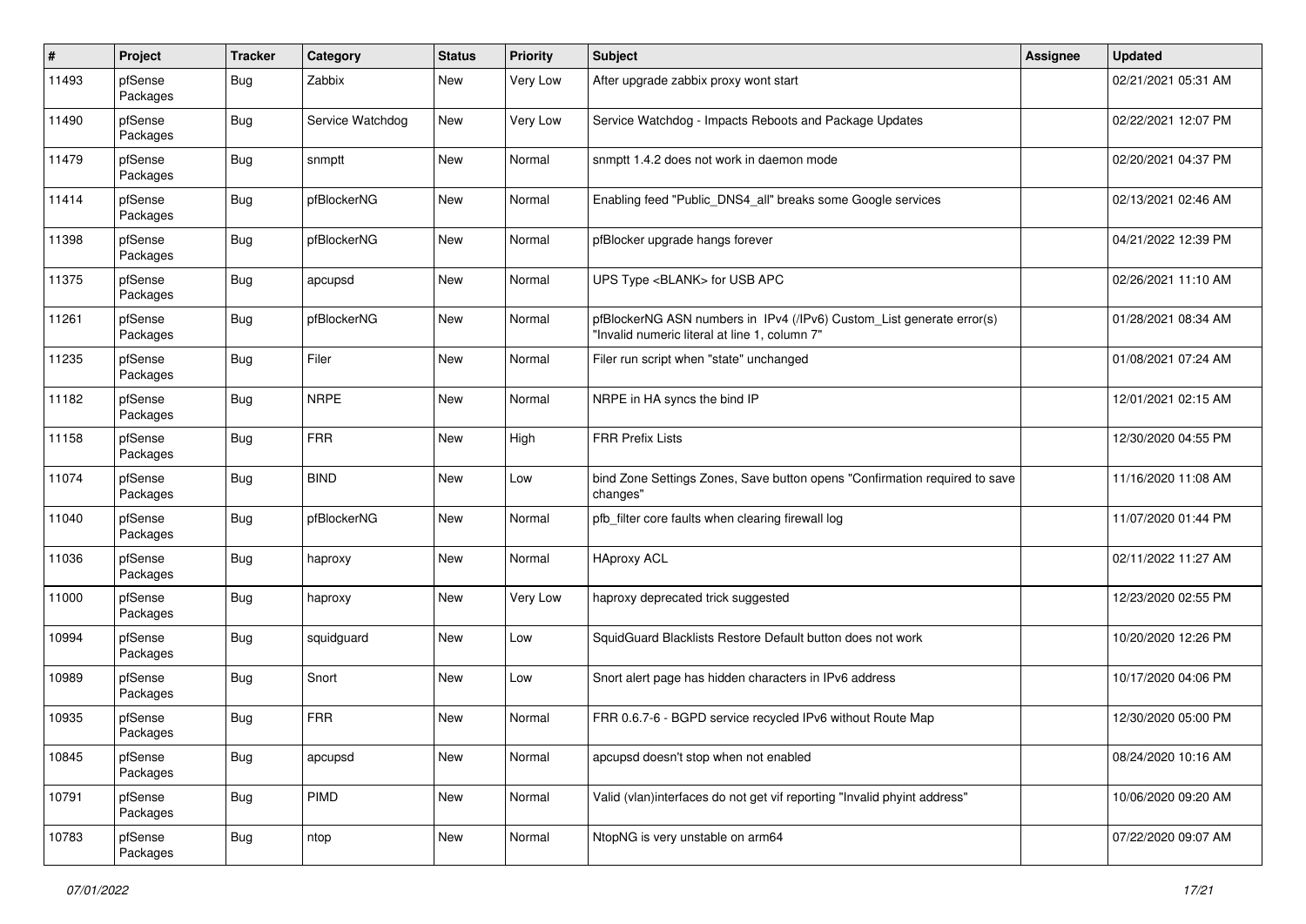| # | Project | Tracker | Category | Status | Priority | Subject | Assignee | Updated |
|---|---|---|---|---|---|---|---|---|
| 11493 | pfSense Packages | Bug | Zabbix | New | Very Low | After upgrade zabbix proxy wont start | | 02/21/2021 05:31 AM |
| 11490 | pfSense Packages | Bug | Service Watchdog | New | Very Low | Service Watchdog - Impacts Reboots and Package Updates | | 02/22/2021 12:07 PM |
| 11479 | pfSense Packages | Bug | snmptt | New | Normal | snmptt 1.4.2 does not work in daemon mode | | 02/20/2021 04:37 PM |
| 11414 | pfSense Packages | Bug | pfBlockerNG | New | Normal | Enabling feed "Public_DNS4_all" breaks some Google services | | 02/13/2021 02:46 AM |
| 11398 | pfSense Packages | Bug | pfBlockerNG | New | Normal | pfBlocker upgrade hangs forever | | 04/21/2022 12:39 PM |
| 11375 | pfSense Packages | Bug | apcupsd | New | Normal | UPS Type <BLANK> for USB APC | | 02/26/2021 11:10 AM |
| 11261 | pfSense Packages | Bug | pfBlockerNG | New | Normal | pfBlockerNG ASN numbers in IPv4 (/IPv6) Custom_List generate error(s) "Invalid numeric literal at line 1, column 7" | | 01/28/2021 08:34 AM |
| 11235 | pfSense Packages | Bug | Filer | New | Normal | Filer run script when "state" unchanged | | 01/08/2021 07:24 AM |
| 11182 | pfSense Packages | Bug | NRPE | New | Normal | NRPE in HA syncs the bind IP | | 12/01/2021 02:15 AM |
| 11158 | pfSense Packages | Bug | FRR | New | High | FRR Prefix Lists | | 12/30/2020 04:55 PM |
| 11074 | pfSense Packages | Bug | BIND | New | Low | bind Zone Settings Zones, Save button opens "Confirmation required to save changes" | | 11/16/2020 11:08 AM |
| 11040 | pfSense Packages | Bug | pfBlockerNG | New | Normal | pfb_filter core faults when clearing firewall log | | 11/07/2020 01:44 PM |
| 11036 | pfSense Packages | Bug | haproxy | New | Normal | HAproxy ACL | | 02/11/2022 11:27 AM |
| 11000 | pfSense Packages | Bug | haproxy | New | Very Low | haproxy deprecated trick suggested | | 12/23/2020 02:55 PM |
| 10994 | pfSense Packages | Bug | squidguard | New | Low | SquidGuard Blacklists Restore Default button does not work | | 10/20/2020 12:26 PM |
| 10989 | pfSense Packages | Bug | Snort | New | Low | Snort alert page has hidden characters in IPv6 address | | 10/17/2020 04:06 PM |
| 10935 | pfSense Packages | Bug | FRR | New | Normal | FRR 0.6.7-6 - BGPD service recycled IPv6 without Route Map | | 12/30/2020 05:00 PM |
| 10845 | pfSense Packages | Bug | apcupsd | New | Normal | apcupsd doesn't stop when not enabled | | 08/24/2020 10:16 AM |
| 10791 | pfSense Packages | Bug | PIMD | New | Normal | Valid (vlan)interfaces do not get vif reporting "Invalid phyint address" | | 10/06/2020 09:20 AM |
| 10783 | pfSense Packages | Bug | ntop | New | Normal | NtopNG is very unstable on arm64 | | 07/22/2020 09:07 AM |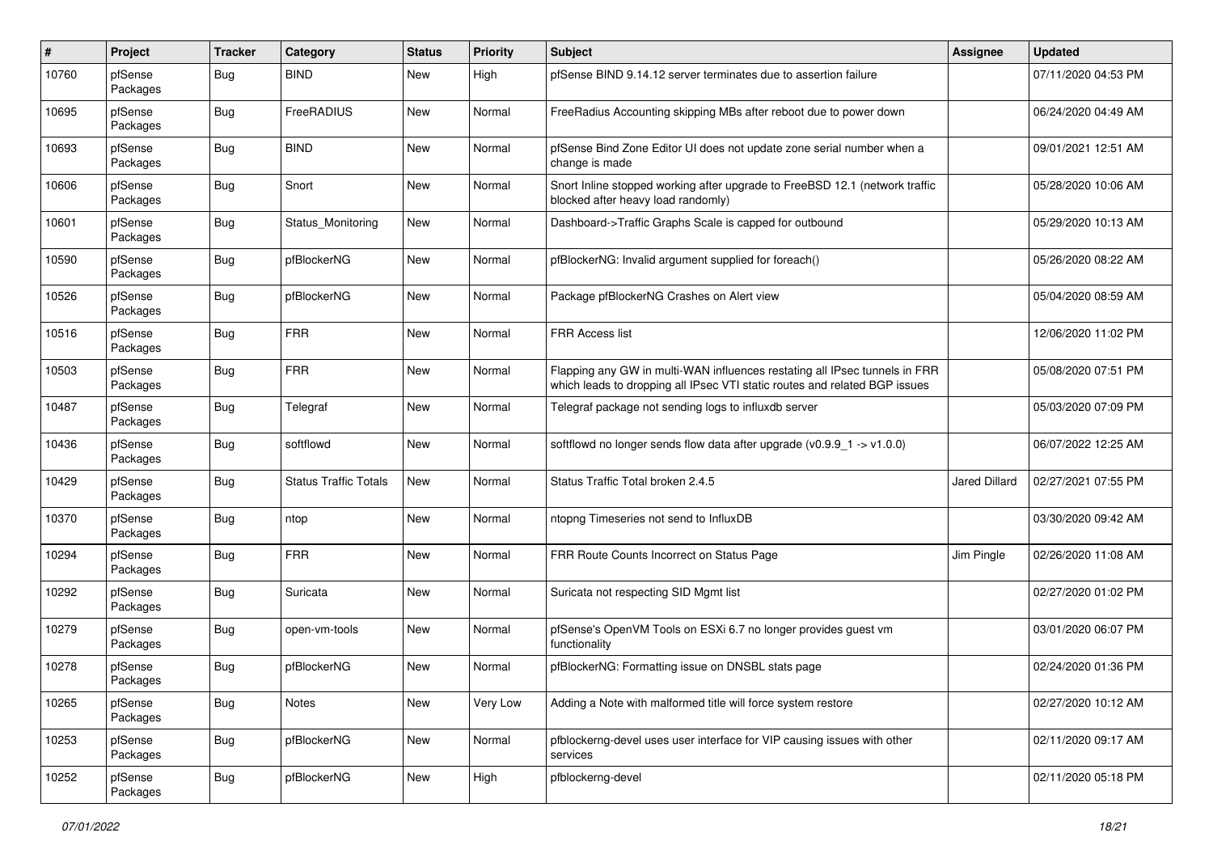| # | Project | Tracker | Category | Status | Priority | Subject | Assignee | Updated |
|---|---|---|---|---|---|---|---|---|
| 10760 | pfSense Packages | Bug | BIND | New | High | pfSense BIND 9.14.12 server terminates due to assertion failure | | 07/11/2020 04:53 PM |
| 10695 | pfSense Packages | Bug | FreeRADIUS | New | Normal | FreeRadius Accounting skipping MBs after reboot due to power down | | 06/24/2020 04:49 AM |
| 10693 | pfSense Packages | Bug | BIND | New | Normal | pfSense Bind Zone Editor UI does not update zone serial number when a change is made | | 09/01/2021 12:51 AM |
| 10606 | pfSense Packages | Bug | Snort | New | Normal | Snort Inline stopped working after upgrade to FreeBSD 12.1 (network traffic blocked after heavy load randomly) | | 05/28/2020 10:06 AM |
| 10601 | pfSense Packages | Bug | Status_Monitoring | New | Normal | Dashboard->Traffic Graphs Scale is capped for outbound | | 05/29/2020 10:13 AM |
| 10590 | pfSense Packages | Bug | pfBlockerNG | New | Normal | pfBlockerNG: Invalid argument supplied for foreach() | | 05/26/2020 08:22 AM |
| 10526 | pfSense Packages | Bug | pfBlockerNG | New | Normal | Package pfBlockerNG Crashes on Alert view | | 05/04/2020 08:59 AM |
| 10516 | pfSense Packages | Bug | FRR | New | Normal | FRR Access list | | 12/06/2020 11:02 PM |
| 10503 | pfSense Packages | Bug | FRR | New | Normal | Flapping any GW in multi-WAN influences restating all IPsec tunnels in FRR which leads to dropping all IPsec VTI static routes and related BGP issues | | 05/08/2020 07:51 PM |
| 10487 | pfSense Packages | Bug | Telegraf | New | Normal | Telegraf package not sending logs to influxdb server | | 05/03/2020 07:09 PM |
| 10436 | pfSense Packages | Bug | softflowd | New | Normal | softflowd no longer sends flow data after upgrade (v0.9.9_1 -> v1.0.0) | | 06/07/2022 12:25 AM |
| 10429 | pfSense Packages | Bug | Status Traffic Totals | New | Normal | Status Traffic Total broken 2.4.5 | Jared Dillard | 02/27/2021 07:55 PM |
| 10370 | pfSense Packages | Bug | ntop | New | Normal | ntopng Timeseries not send to InfluxDB | | 03/30/2020 09:42 AM |
| 10294 | pfSense Packages | Bug | FRR | New | Normal | FRR Route Counts Incorrect on Status Page | Jim Pingle | 02/26/2020 11:08 AM |
| 10292 | pfSense Packages | Bug | Suricata | New | Normal | Suricata not respecting SID Mgmt list | | 02/27/2020 01:02 PM |
| 10279 | pfSense Packages | Bug | open-vm-tools | New | Normal | pfSense's OpenVM Tools on ESXi 6.7 no longer provides guest vm functionality | | 03/01/2020 06:07 PM |
| 10278 | pfSense Packages | Bug | pfBlockerNG | New | Normal | pfBlockerNG: Formatting issue on DNSBL stats page | | 02/24/2020 01:36 PM |
| 10265 | pfSense Packages | Bug | Notes | New | Very Low | Adding a Note with malformed title will force system restore | | 02/27/2020 10:12 AM |
| 10253 | pfSense Packages | Bug | pfBlockerNG | New | Normal | pfblockerng-devel uses user interface for VIP causing issues with other services | | 02/11/2020 09:17 AM |
| 10252 | pfSense Packages | Bug | pfBlockerNG | New | High | pfblockerng-devel | | 02/11/2020 05:18 PM |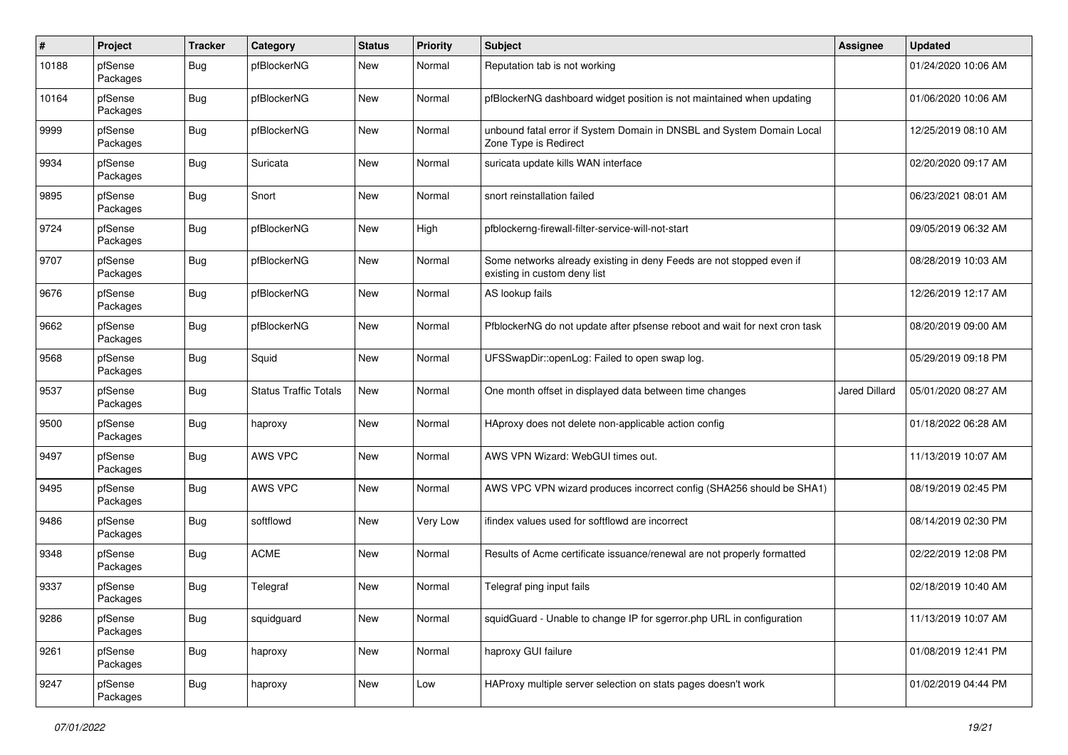| # | Project | Tracker | Category | Status | Priority | Subject | Assignee | Updated |
|---|---|---|---|---|---|---|---|---|
| 10188 | pfSense Packages | Bug | pfBlockerNG | New | Normal | Reputation tab is not working | | 01/24/2020 10:06 AM |
| 10164 | pfSense Packages | Bug | pfBlockerNG | New | Normal | pfBlockerNG dashboard widget position is not maintained when updating | | 01/06/2020 10:06 AM |
| 9999 | pfSense Packages | Bug | pfBlockerNG | New | Normal | unbound fatal error if System Domain in DNSBL and System Domain Local Zone Type is Redirect | | 12/25/2019 08:10 AM |
| 9934 | pfSense Packages | Bug | Suricata | New | Normal | suricata update kills WAN interface | | 02/20/2020 09:17 AM |
| 9895 | pfSense Packages | Bug | Snort | New | Normal | snort reinstallation failed | | 06/23/2021 08:01 AM |
| 9724 | pfSense Packages | Bug | pfBlockerNG | New | High | pfblockerng-firewall-filter-service-will-not-start | | 09/05/2019 06:32 AM |
| 9707 | pfSense Packages | Bug | pfBlockerNG | New | Normal | Some networks already existing in deny Feeds are not stopped even if existing in custom deny list | | 08/28/2019 10:03 AM |
| 9676 | pfSense Packages | Bug | pfBlockerNG | New | Normal | AS lookup fails | | 12/26/2019 12:17 AM |
| 9662 | pfSense Packages | Bug | pfBlockerNG | New | Normal | PfblockerNG do not update after pfsense reboot and wait for next cron task | | 08/20/2019 09:00 AM |
| 9568 | pfSense Packages | Bug | Squid | New | Normal | UFSSwapDir::openLog: Failed to open swap log. | | 05/29/2019 09:18 PM |
| 9537 | pfSense Packages | Bug | Status Traffic Totals | New | Normal | One month offset in displayed data between time changes | Jared Dillard | 05/01/2020 08:27 AM |
| 9500 | pfSense Packages | Bug | haproxy | New | Normal | HAproxy does not delete non-applicable action config | | 01/18/2022 06:28 AM |
| 9497 | pfSense Packages | Bug | AWS VPC | New | Normal | AWS VPN Wizard: WebGUI times out. | | 11/13/2019 10:07 AM |
| 9495 | pfSense Packages | Bug | AWS VPC | New | Normal | AWS VPC VPN wizard produces incorrect config (SHA256 should be SHA1) | | 08/19/2019 02:45 PM |
| 9486 | pfSense Packages | Bug | softflowd | New | Very Low | ifindex values used for softflowd are incorrect | | 08/14/2019 02:30 PM |
| 9348 | pfSense Packages | Bug | ACME | New | Normal | Results of Acme certificate issuance/renewal are not properly formatted | | 02/22/2019 12:08 PM |
| 9337 | pfSense Packages | Bug | Telegraf | New | Normal | Telegraf ping input fails | | 02/18/2019 10:40 AM |
| 9286 | pfSense Packages | Bug | squidguard | New | Normal | squidGuard - Unable to change IP for sgerror.php URL in configuration | | 11/13/2019 10:07 AM |
| 9261 | pfSense Packages | Bug | haproxy | New | Normal | haproxy GUI failure | | 01/08/2019 12:41 PM |
| 9247 | pfSense Packages | Bug | haproxy | New | Low | HAProxy multiple server selection on stats pages doesn't work | | 01/02/2019 04:44 PM |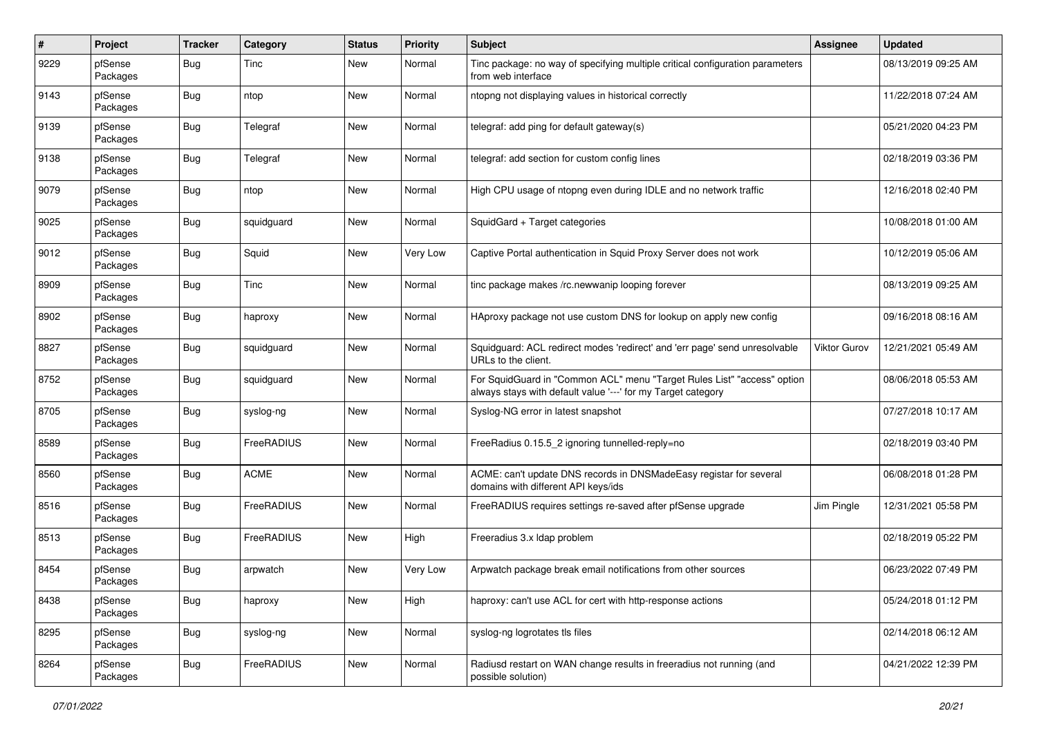| # | Project | Tracker | Category | Status | Priority | Subject | Assignee | Updated |
|---|---|---|---|---|---|---|---|---|
| 9229 | pfSense Packages | Bug | Tinc | New | Normal | Tinc package: no way of specifying multiple critical configuration parameters from web interface | | 08/13/2019 09:25 AM |
| 9143 | pfSense Packages | Bug | ntop | New | Normal | ntopng not displaying values in historical correctly | | 11/22/2018 07:24 AM |
| 9139 | pfSense Packages | Bug | Telegraf | New | Normal | telegraf: add ping for default gateway(s) | | 05/21/2020 04:23 PM |
| 9138 | pfSense Packages | Bug | Telegraf | New | Normal | telegraf: add section for custom config lines | | 02/18/2019 03:36 PM |
| 9079 | pfSense Packages | Bug | ntop | New | Normal | High CPU usage of ntopng even during IDLE and no network traffic | | 12/16/2018 02:40 PM |
| 9025 | pfSense Packages | Bug | squidguard | New | Normal | SquidGard + Target categories | | 10/08/2018 01:00 AM |
| 9012 | pfSense Packages | Bug | Squid | New | Very Low | Captive Portal authentication in Squid Proxy Server does not work | | 10/12/2019 05:06 AM |
| 8909 | pfSense Packages | Bug | Tinc | New | Normal | tinc package makes /rc.newwanip looping forever | | 08/13/2019 09:25 AM |
| 8902 | pfSense Packages | Bug | haproxy | New | Normal | HAproxy package not use custom DNS for lookup on apply new config | | 09/16/2018 08:16 AM |
| 8827 | pfSense Packages | Bug | squidguard | New | Normal | Squidguard: ACL redirect modes 'redirect' and 'err page' send unresolvable URLs to the client. | Viktor Gurov | 12/21/2021 05:49 AM |
| 8752 | pfSense Packages | Bug | squidguard | New | Normal | For SquidGuard in "Common ACL" menu "Target Rules List" "access" option always stays with default value '---' for my Target category | | 08/06/2018 05:53 AM |
| 8705 | pfSense Packages | Bug | syslog-ng | New | Normal | Syslog-NG error in latest snapshot | | 07/27/2018 10:17 AM |
| 8589 | pfSense Packages | Bug | FreeRADIUS | New | Normal | FreeRadius 0.15.5_2 ignoring tunnelled-reply=no | | 02/18/2019 03:40 PM |
| 8560 | pfSense Packages | Bug | ACME | New | Normal | ACME: can't update DNS records in DNSMadeEasy registar for several domains with different API keys/ids | | 06/08/2018 01:28 PM |
| 8516 | pfSense Packages | Bug | FreeRADIUS | New | Normal | FreeRADIUS requires settings re-saved after pfSense upgrade | Jim Pingle | 12/31/2021 05:58 PM |
| 8513 | pfSense Packages | Bug | FreeRADIUS | New | High | Freeradius 3.x ldap problem | | 02/18/2019 05:22 PM |
| 8454 | pfSense Packages | Bug | arpwatch | New | Very Low | Arpwatch package break email notifications from other sources | | 06/23/2022 07:49 PM |
| 8438 | pfSense Packages | Bug | haproxy | New | High | haproxy: can't use ACL for cert with http-response actions | | 05/24/2018 01:12 PM |
| 8295 | pfSense Packages | Bug | syslog-ng | New | Normal | syslog-ng logrotates tls files | | 02/14/2018 06:12 AM |
| 8264 | pfSense Packages | Bug | FreeRADIUS | New | Normal | Radiusd restart on WAN change results in freeradius not running (and possible solution) | | 04/21/2022 12:39 PM |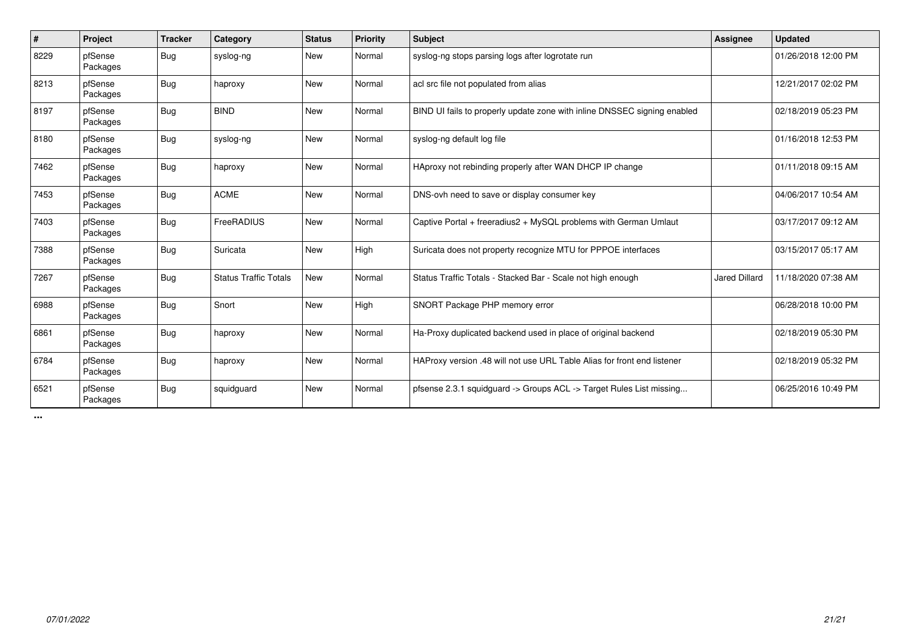| # | Project | Tracker | Category | Status | Priority | Subject | Assignee | Updated |
|---|---|---|---|---|---|---|---|---|
| 8229 | pfSense Packages | Bug | syslog-ng | New | Normal | syslog-ng stops parsing logs after logrotate run | | 01/26/2018 12:00 PM |
| 8213 | pfSense Packages | Bug | haproxy | New | Normal | acl src file not populated from alias | | 12/21/2017 02:02 PM |
| 8197 | pfSense Packages | Bug | BIND | New | Normal | BIND UI fails to properly update zone with inline DNSSEC signing enabled | | 02/18/2019 05:23 PM |
| 8180 | pfSense Packages | Bug | syslog-ng | New | Normal | syslog-ng default log file | | 01/16/2018 12:53 PM |
| 7462 | pfSense Packages | Bug | haproxy | New | Normal | HAproxy not rebinding properly after WAN DHCP IP change | | 01/11/2018 09:15 AM |
| 7453 | pfSense Packages | Bug | ACME | New | Normal | DNS-ovh need to save or display consumer key | | 04/06/2017 10:54 AM |
| 7403 | pfSense Packages | Bug | FreeRADIUS | New | Normal | Captive Portal + freeradius2 + MySQL problems with German Umlaut | | 03/17/2017 09:12 AM |
| 7388 | pfSense Packages | Bug | Suricata | New | High | Suricata does not property recognize MTU for PPPOE interfaces | | 03/15/2017 05:17 AM |
| 7267 | pfSense Packages | Bug | Status Traffic Totals | New | Normal | Status Traffic Totals - Stacked Bar - Scale not high enough | Jared Dillard | 11/18/2020 07:38 AM |
| 6988 | pfSense Packages | Bug | Snort | New | High | SNORT Package PHP memory error | | 06/28/2018 10:00 PM |
| 6861 | pfSense Packages | Bug | haproxy | New | Normal | Ha-Proxy duplicated backend used in place of original backend | | 02/18/2019 05:30 PM |
| 6784 | pfSense Packages | Bug | haproxy | New | Normal | HAProxy version .48 will not use URL Table Alias for front end listener | | 02/18/2019 05:32 PM |
| 6521 | pfSense Packages | Bug | squidguard | New | Normal | pfsense 2.3.1 squidguard -> Groups ACL -> Target Rules List missing... | | 06/25/2016 10:49 PM |

...